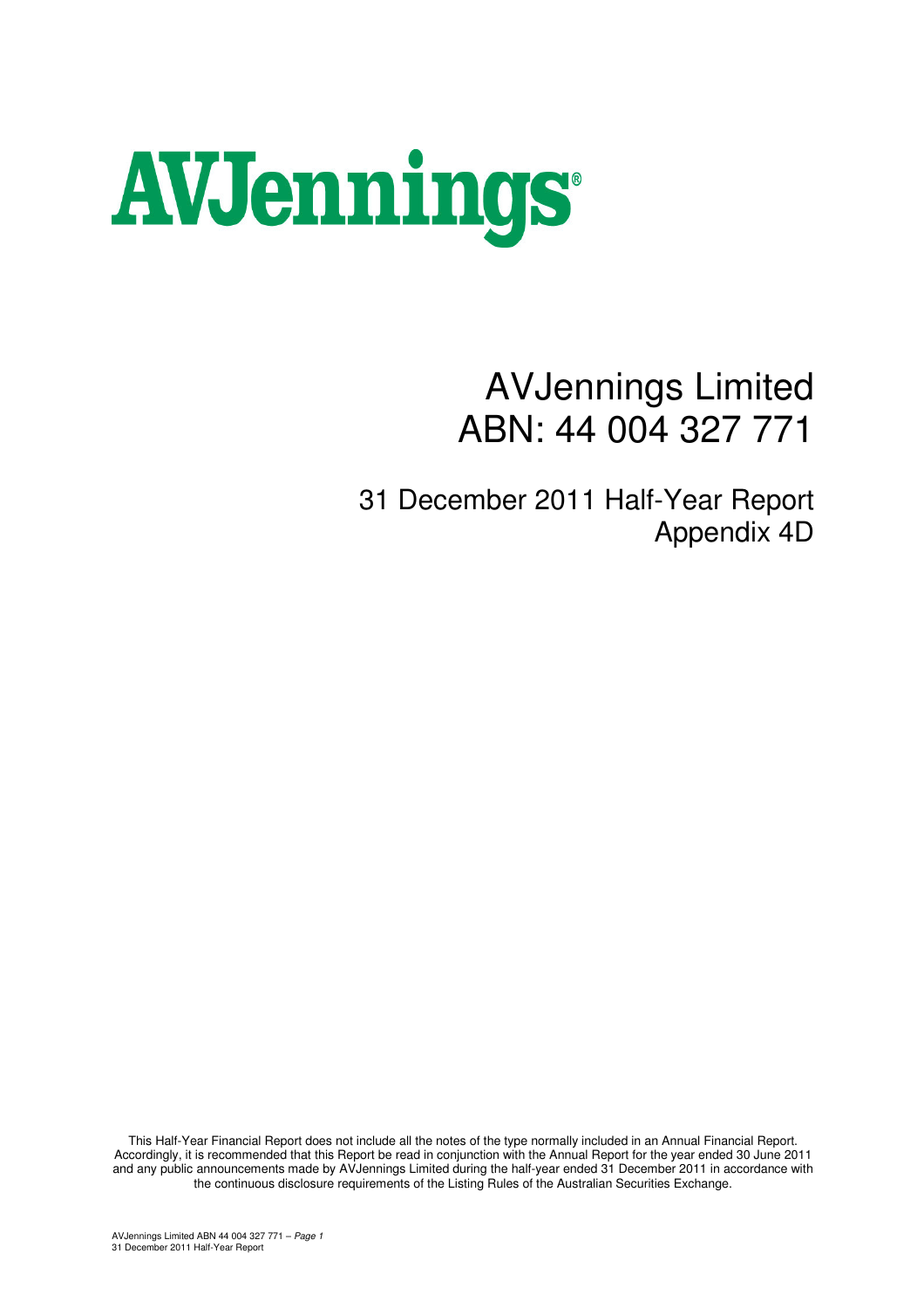# AVJennings

# AVJennings Limited
# ABN: 44 004 327 771

## 31 December 2011 Half-Year Report
## Appendix 4D

This Half-Year Financial Report does not include all the notes of the type normally included in an Annual Financial Report. Accordingly, it is recommended that this Report be read in conjunction with the Annual Report for the year ended 30 June 2011 and any public announcements made by AVJennings Limited during the half-year ended 31 December 2011 in accordance with the continuous disclosure requirements of the Listing Rules of the Australian Securities Exchange.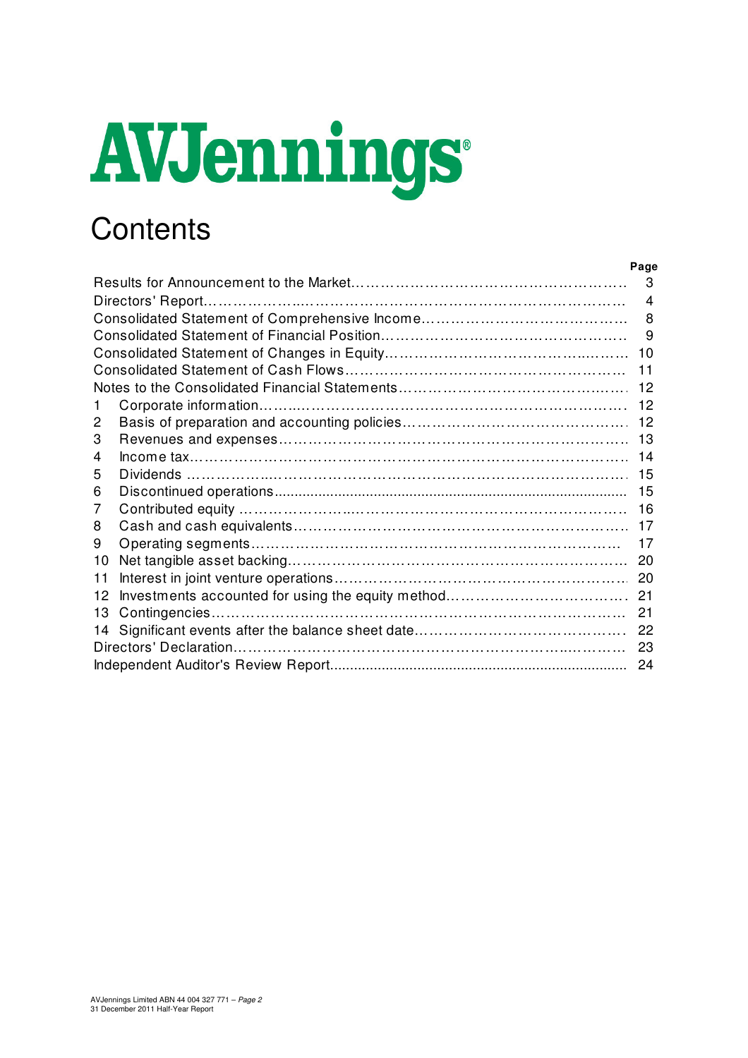# AVJennings

# Contents

| | | Page |
|---|---|---|
| Results for Announcement to the Market | | 3 |
| Directors' Report | | 4 |
| Consolidated Statement of Comprehensive Income | | 8 |
| Consolidated Statement of Financial Position | | 9 |
| Consolidated Statement of Changes in Equity | | 10 |
| Consolidated Statement of Cash Flows | | 11 |
| Notes to the Consolidated Financial Statements | | 12 |
| 1 | Corporate information | 12 |
| 2 | Basis of preparation and accounting policies | 12 |
| 3 | Revenues and expenses | 13 |
| 4 | Income tax | 14 |
| 5 | Dividends | 15 |
| 6 | Discontinued operations | 15 |
| 7 | Contributed equity | 16 |
| 8 | Cash and cash equivalents | 17 |
| 9 | Operating segments | 17 |
| 10 | Net tangible asset backing | 20 |
| 11 | Interest in joint venture operations | 20 |
| 12 | Investments accounted for using the equity method | 21 |
| 13 | Contingencies | 21 |
| 14 | Significant events after the balance sheet date | 22 |
| Directors' Declaration | | 23 |
| Independent Auditor's Review Report | | 24 |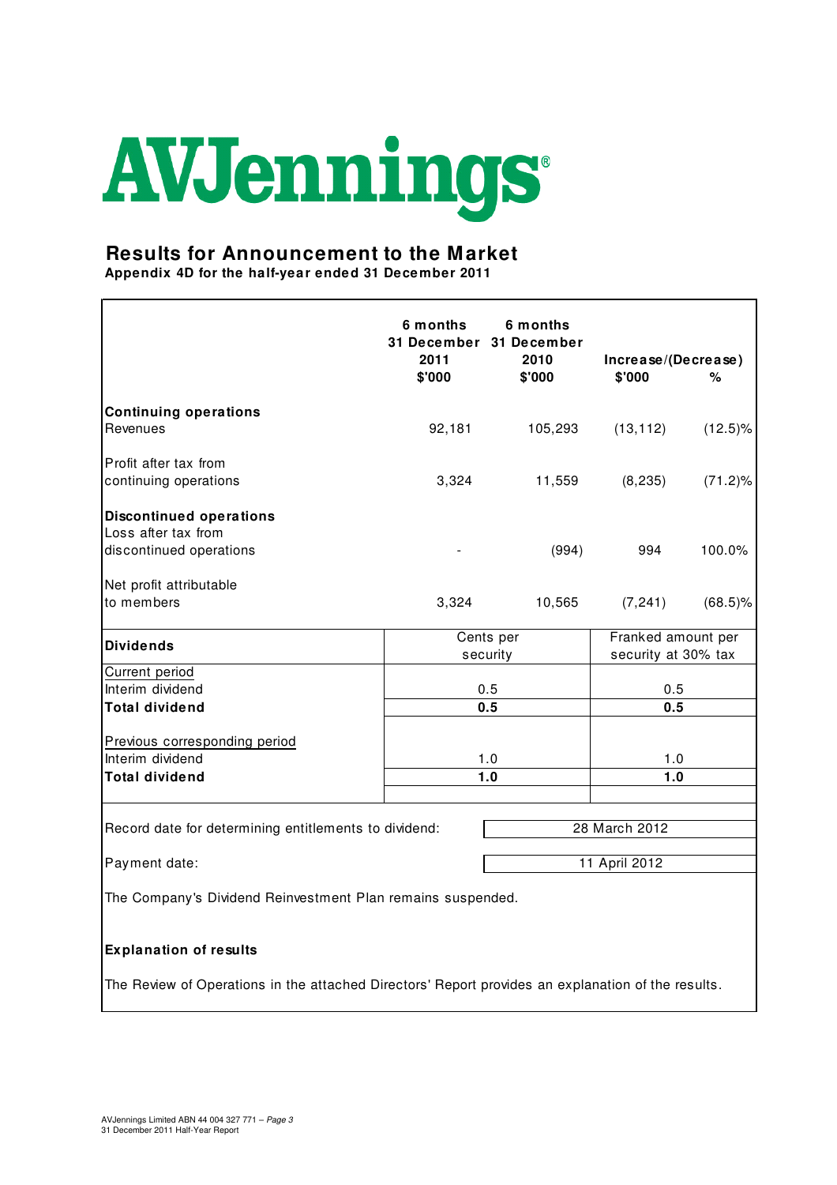# AVJennings

## Results for Announcement to the Market

**Appendix 4D for the half-year ended 31 December 2011**

| | 6 months 31 December 2011 $'000 | 6 months 31 December 2010 $'000 | Increase/(Decrease) $'000 | % |
|---|---|---|---|---|
| **Continuing operations** | | | | |
| Revenues | 92,181 | 105,293 | (13,112) | (12.5)% |
| Profit after tax from continuing operations | 3,324 | 11,559 | (8,235) | (71.2)% |
| **Discontinued operations** | | | | |
| Loss after tax from discontinued operations | - | (994) | 994 | 100.0% |
| Net profit attributable to members | 3,324 | 10,565 | (7,241) | (68.5)% |

| **Dividends** | Cents per security | Franked amount per security at 30% tax |
|---|---|---|
| Current period | | |
| Interim dividend | 0.5 | 0.5 |
| **Total dividend** | **0.5** | **0.5** |
| Previous corresponding period | | |
| Interim dividend | 1.0 | 1.0 |
| **Total dividend** | **1.0** | **1.0** |

| | |
|---|---|
| Record date for determining entitlements to dividend: | 28 March 2012 |
| Payment date: | 11 April 2012 |

The Company's Dividend Reinvestment Plan remains suspended.

**Explanation of results**

The Review of Operations in the attached Directors' Report provides an explanation of the results.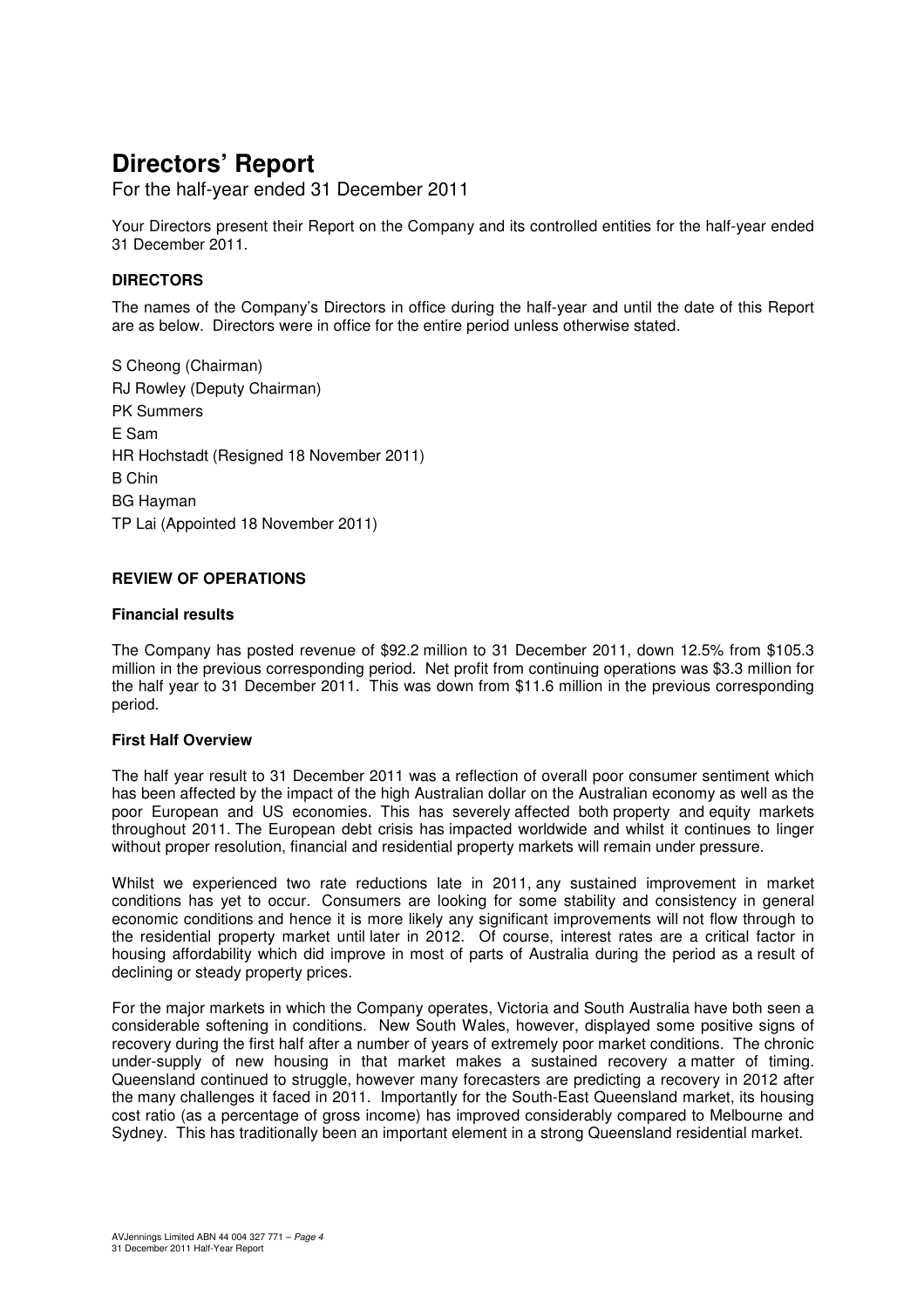# Directors' Report

For the half-year ended 31 December 2011

Your Directors present their Report on the Company and its controlled entities for the half-year ended 31 December 2011.

**DIRECTORS**

The names of the Company's Directors in office during the half-year and until the date of this Report are as below. Directors were in office for the entire period unless otherwise stated.

S Cheong (Chairman)
RJ Rowley (Deputy Chairman)
PK Summers
E Sam
HR Hochstadt (Resigned 18 November 2011)
B Chin
BG Hayman
TP Lai (Appointed 18 November 2011)

**REVIEW OF OPERATIONS**

**Financial results**

The Company has posted revenue of $92.2 million to 31 December 2011, down 12.5% from $105.3 million in the previous corresponding period. Net profit from continuing operations was $3.3 million for the half year to 31 December 2011. This was down from $11.6 million in the previous corresponding period.

**First Half Overview**

The half year result to 31 December 2011 was a reflection of overall poor consumer sentiment which has been affected by the impact of the high Australian dollar on the Australian economy as well as the poor European and US economies. This has severely affected both property and equity markets throughout 2011. The European debt crisis has impacted worldwide and whilst it continues to linger without proper resolution, financial and residential property markets will remain under pressure.

Whilst we experienced two rate reductions late in 2011, any sustained improvement in market conditions has yet to occur. Consumers are looking for some stability and consistency in general economic conditions and hence it is more likely any significant improvements will not flow through to the residential property market until later in 2012. Of course, interest rates are a critical factor in housing affordability which did improve in most of parts of Australia during the period as a result of declining or steady property prices.

For the major markets in which the Company operates, Victoria and South Australia have both seen a considerable softening in conditions. New South Wales, however, displayed some positive signs of recovery during the first half after a number of years of extremely poor market conditions. The chronic under-supply of new housing in that market makes a sustained recovery a matter of timing. Queensland continued to struggle, however many forecasters are predicting a recovery in 2012 after the many challenges it faced in 2011. Importantly for the South-East Queensland market, its housing cost ratio (as a percentage of gross income) has improved considerably compared to Melbourne and Sydney. This has traditionally been an important element in a strong Queensland residential market.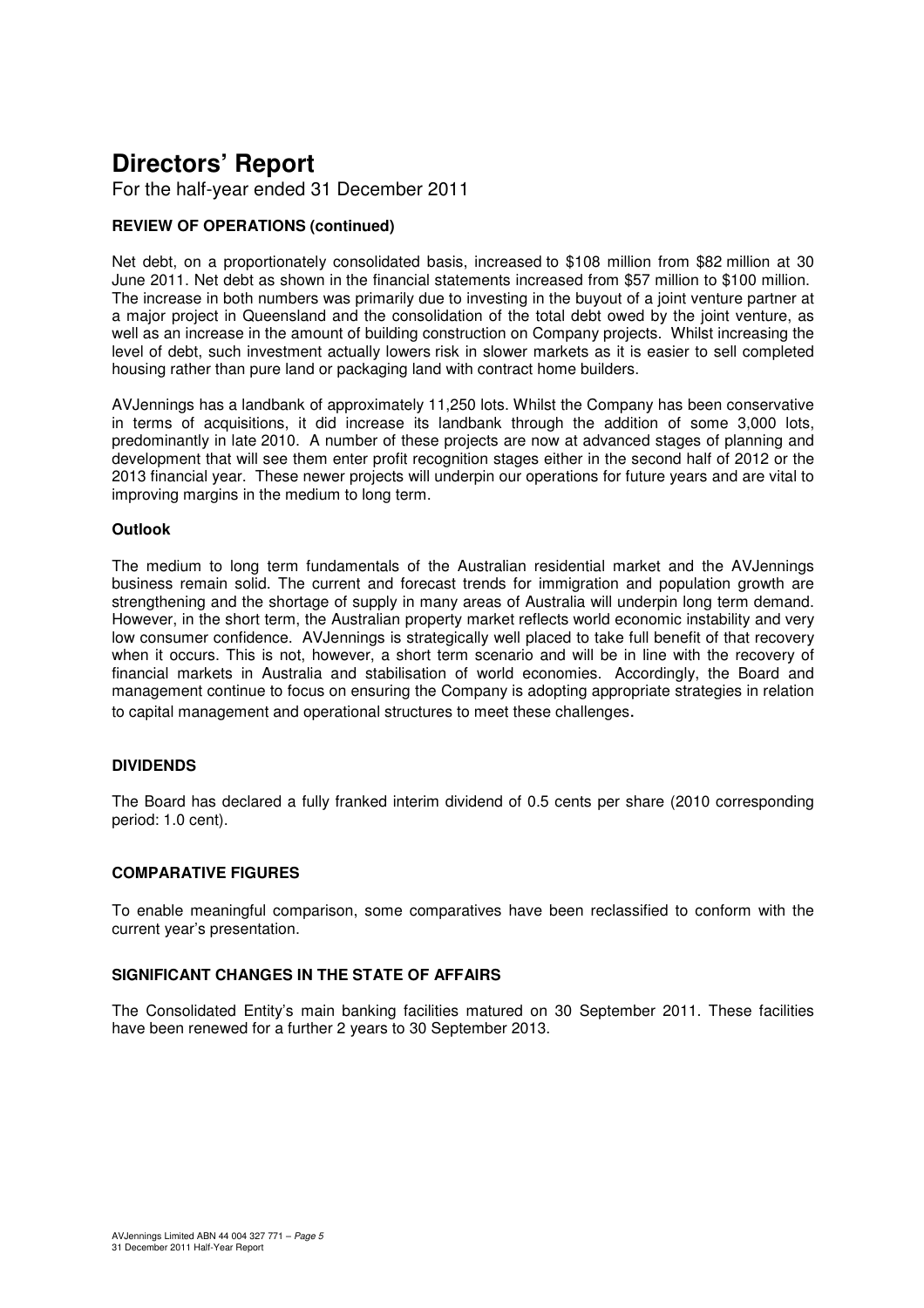# Directors' Report

For the half-year ended 31 December 2011

### REVIEW OF OPERATIONS (continued)

Net debt, on a proportionately consolidated basis, increased to \$108 million from \$82 million at 30 June 2011. Net debt as shown in the financial statements increased from \$57 million to \$100 million. The increase in both numbers was primarily due to investing in the buyout of a joint venture partner at a major project in Queensland and the consolidation of the total debt owed by the joint venture, as well as an increase in the amount of building construction on Company projects. Whilst increasing the level of debt, such investment actually lowers risk in slower markets as it is easier to sell completed housing rather than pure land or packaging land with contract home builders.

AVJennings has a landbank of approximately 11,250 lots. Whilst the Company has been conservative in terms of acquisitions, it did increase its landbank through the addition of some 3,000 lots, predominantly in late 2010. A number of these projects are now at advanced stages of planning and development that will see them enter profit recognition stages either in the second half of 2012 or the 2013 financial year. These newer projects will underpin our operations for future years and are vital to improving margins in the medium to long term.

**Outlook**

The medium to long term fundamentals of the Australian residential market and the AVJennings business remain solid. The current and forecast trends for immigration and population growth are strengthening and the shortage of supply in many areas of Australia will underpin long term demand. However, in the short term, the Australian property market reflects world economic instability and very low consumer confidence. AVJennings is strategically well placed to take full benefit of that recovery when it occurs. This is not, however, a short term scenario and will be in line with the recovery of financial markets in Australia and stabilisation of world economies. Accordingly, the Board and management continue to focus on ensuring the Company is adopting appropriate strategies in relation to capital management and operational structures to meet these challenges.

### DIVIDENDS

The Board has declared a fully franked interim dividend of 0.5 cents per share (2010 corresponding period: 1.0 cent).

### COMPARATIVE FIGURES

To enable meaningful comparison, some comparatives have been reclassified to conform with the current year's presentation.

### SIGNIFICANT CHANGES IN THE STATE OF AFFAIRS

The Consolidated Entity's main banking facilities matured on 30 September 2011. These facilities have been renewed for a further 2 years to 30 September 2013.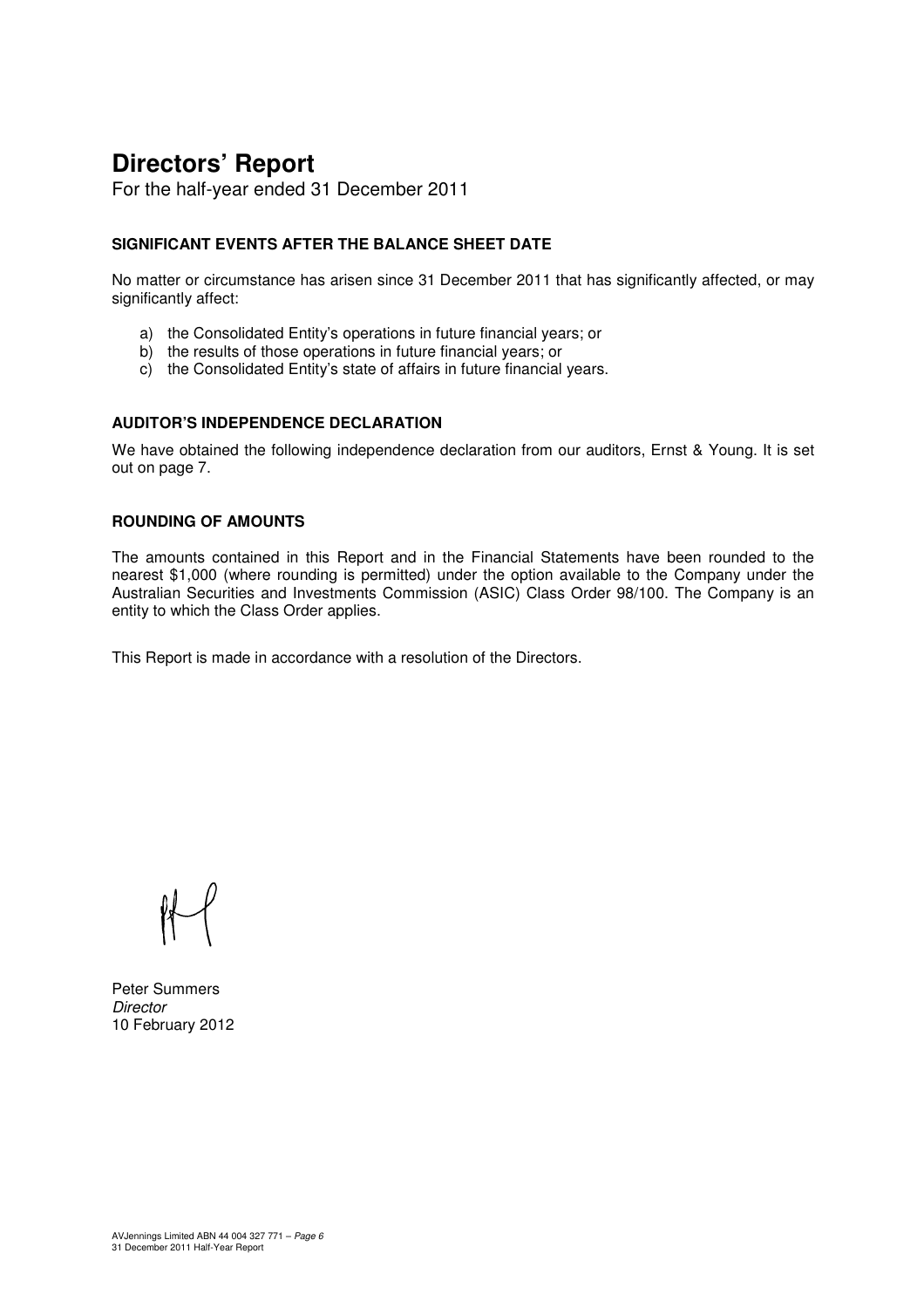# Directors' Report

For the half-year ended 31 December 2011

### SIGNIFICANT EVENTS AFTER THE BALANCE SHEET DATE

No matter or circumstance has arisen since 31 December 2011 that has significantly affected, or may significantly affect:

a) the Consolidated Entity's operations in future financial years; or
b) the results of those operations in future financial years; or
c) the Consolidated Entity's state of affairs in future financial years.

### AUDITOR'S INDEPENDENCE DECLARATION

We have obtained the following independence declaration from our auditors, Ernst & Young. It is set out on page 7.

### ROUNDING OF AMOUNTS

The amounts contained in this Report and in the Financial Statements have been rounded to the nearest $1,000 (where rounding is permitted) under the option available to the Company under the Australian Securities and Investments Commission (ASIC) Class Order 98/100. The Company is an entity to which the Class Order applies.

This Report is made in accordance with a resolution of the Directors.

Peter Summers
*Director*
10 February 2012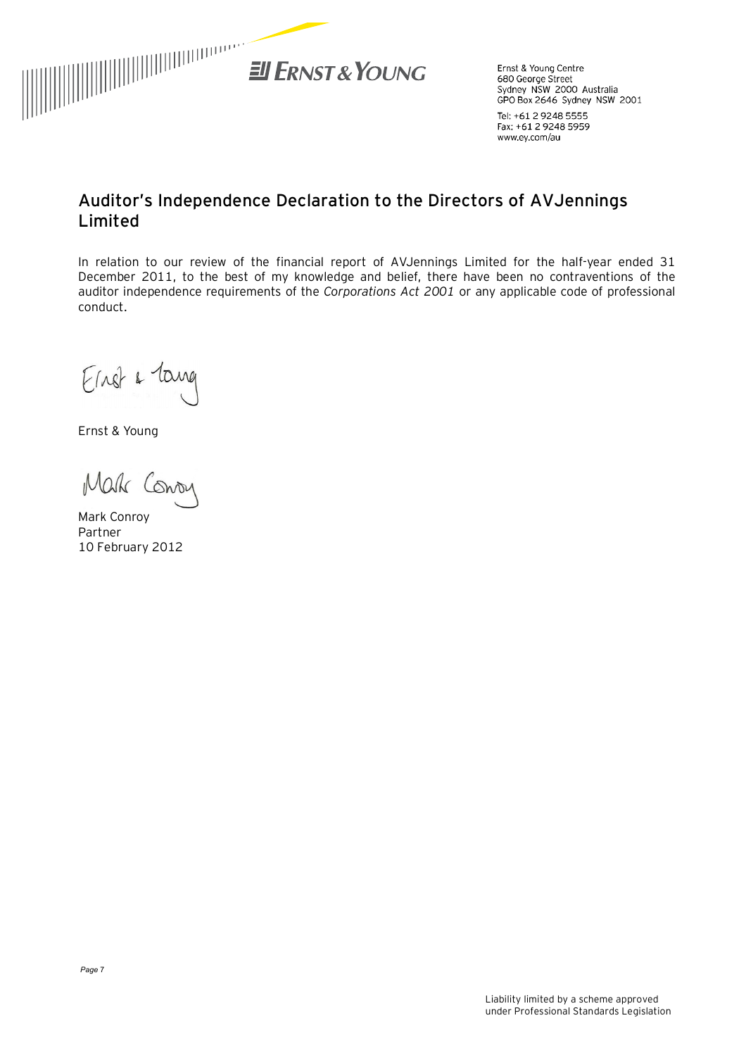Ernst & Young Centre
680 George Street
Sydney NSW 2000 Australia
GPO Box 2646 Sydney NSW 2001

Tel: +61 2 9248 5555
Fax: +61 2 9248 5959
www.ey.com/au

## Auditor's Independence Declaration to the Directors of AVJennings Limited

In relation to our review of the financial report of AVJennings Limited for the half-year ended 31 December 2011, to the best of my knowledge and belief, there have been no contraventions of the auditor independence requirements of the *Corporations Act 2001* or any applicable code of professional conduct.

Ernst & Young

Mark Conroy
Partner
10 February 2012

Liability limited by a scheme approved under Professional Standards Legislation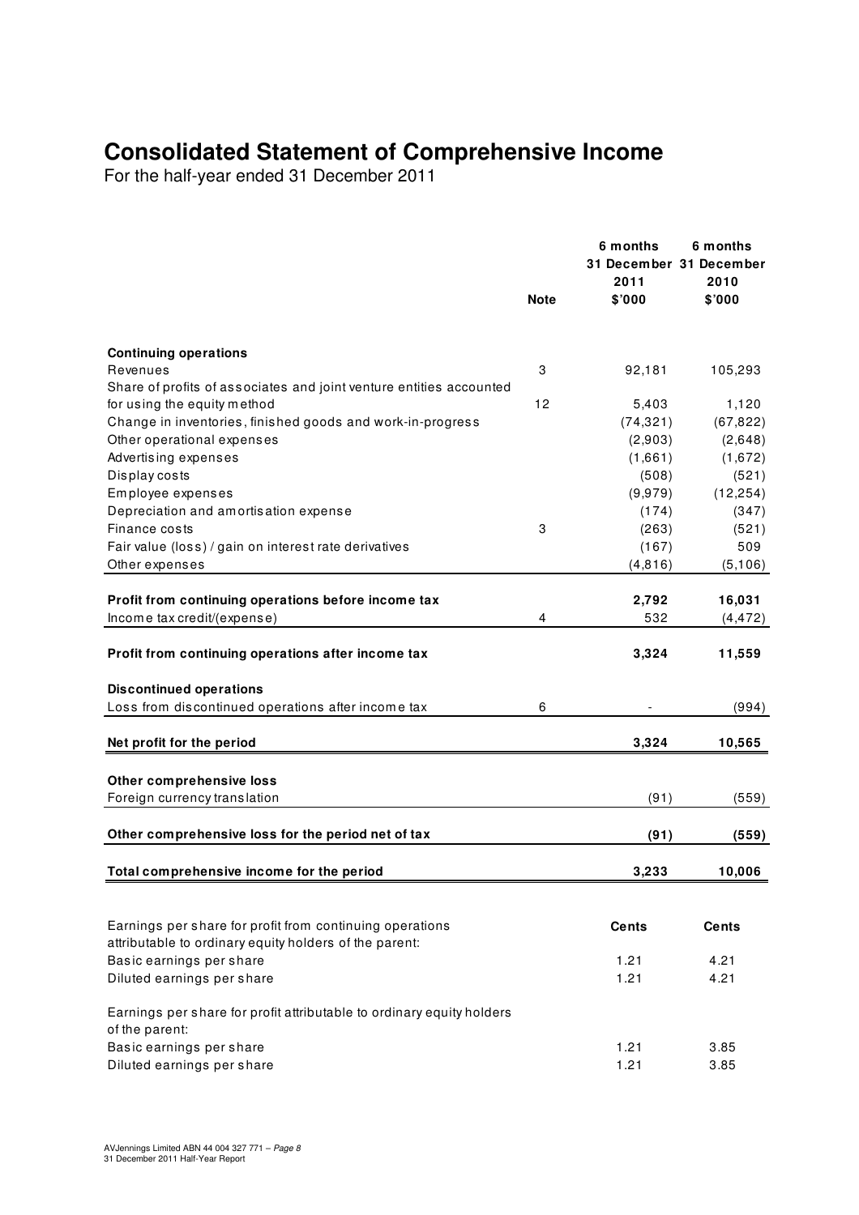# Consolidated Statement of Comprehensive Income

For the half-year ended 31 December 2011

| | Note | 6 months 31 December 2011 $'000 | 6 months 31 December 2010 $'000 |
|---|---|---|---|
| **Continuing operations** | | | |
| Revenues | 3 | 92,181 | 105,293 |
| Share of profits of associates and joint venture entities accounted for using the equity method | 12 | 5,403 | 1,120 |
| Change in inventories, finished goods and work-in-progress | | (74,321) | (67,822) |
| Other operational expenses | | (2,903) | (2,648) |
| Advertising expenses | | (1,661) | (1,672) |
| Display costs | | (508) | (521) |
| Employee expenses | | (9,979) | (12,254) |
| Depreciation and amortisation expense | | (174) | (347) |
| Finance costs | 3 | (263) | (521) |
| Fair value (loss) / gain on interest rate derivatives | | (167) | 509 |
| Other expenses | | (4,816) | (5,106) |
| **Profit from continuing operations before income tax** | | **2,792** | **16,031** |
| Income tax credit/(expense) | 4 | 532 | (4,472) |
| **Profit from continuing operations after income tax** | | **3,324** | **11,559** |
| **Discontinued operations** | | | |
| Loss from discontinued operations after income tax | 6 | - | (994) |
| **Net profit for the period** | | **3,324** | **10,565** |
| **Other comprehensive loss** | | | |
| Foreign currency translation | | (91) | (559) |
| **Other comprehensive loss for the period net of tax** | | **(91)** | **(559)** |
| **Total comprehensive income for the period** | | **3,233** | **10,006** |

| | Cents | Cents |
|---|---|---|
| Earnings per share for profit from continuing operations attributable to ordinary equity holders of the parent: | | |
| Basic earnings per share | 1.21 | 4.21 |
| Diluted earnings per share | 1.21 | 4.21 |
| Earnings per share for profit attributable to ordinary equity holders of the parent: | | |
| Basic earnings per share | 1.21 | 3.85 |
| Diluted earnings per share | 1.21 | 3.85 |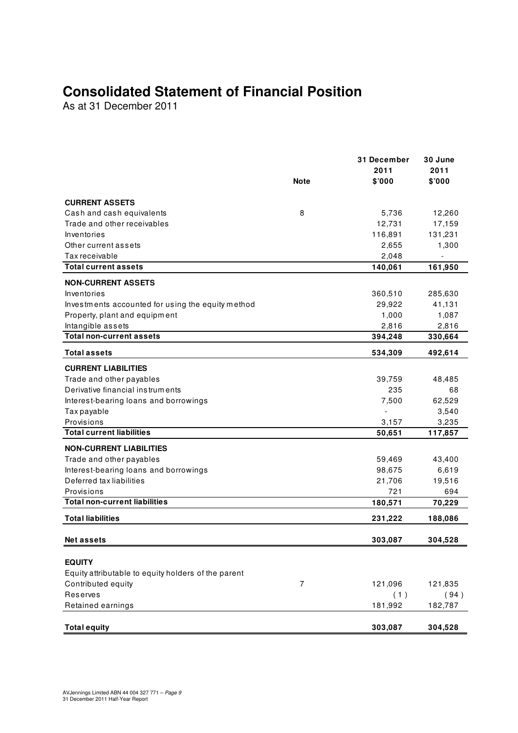# Consolidated Statement of Financial Position

As at 31 December 2011

| | Note | 31 December 2011 $'000 | 30 June 2011 $'000 |
|---|---|---|---|
| **CURRENT ASSETS** | | | |
| Cash and cash equivalents | 8 | 5,736 | 12,260 |
| Trade and other receivables | | 12,731 | 17,159 |
| Inventories | | 116,891 | 131,231 |
| Other current assets | | 2,655 | 1,300 |
| Tax receivable | | 2,048 | - |
| **Total current assets** | | **140,061** | **161,950** |
| **NON-CURRENT ASSETS** | | | |
| Inventories | | 360,510 | 285,630 |
| Investments accounted for using the equity method | | 29,922 | 41,131 |
| Property, plant and equipment | | 1,000 | 1,087 |
| Intangible assets | | 2,816 | 2,816 |
| **Total non-current assets** | | **394,248** | **330,664** |
| **Total assets** | | **534,309** | **492,614** |
| **CURRENT LIABILITIES** | | | |
| Trade and other payables | | 39,759 | 48,485 |
| Derivative financial instruments | | 235 | 68 |
| Interest-bearing loans and borrowings | | 7,500 | 62,529 |
| Tax payable | | - | 3,540 |
| Provisions | | 3,157 | 3,235 |
| **Total current liabilities** | | **50,651** | **117,857** |
| **NON-CURRENT LIABILITIES** | | | |
| Trade and other payables | | 59,469 | 43,400 |
| Interest-bearing loans and borrowings | | 98,675 | 6,619 |
| Deferred tax liabilities | | 21,706 | 19,516 |
| Provisions | | 721 | 694 |
| **Total non-current liabilities** | | **180,571** | **70,229** |
| **Total liabilities** | | **231,222** | **188,086** |
| **Net assets** | | **303,087** | **304,528** |
| **EQUITY** | | | |
| Equity attributable to equity holders of the parent | | | |
| Contributed equity | 7 | 121,096 | 121,835 |
| Reserves | | (1) | (94) |
| Retained earnings | | 181,992 | 182,787 |
| **Total equity** | | **303,087** | **304,528** |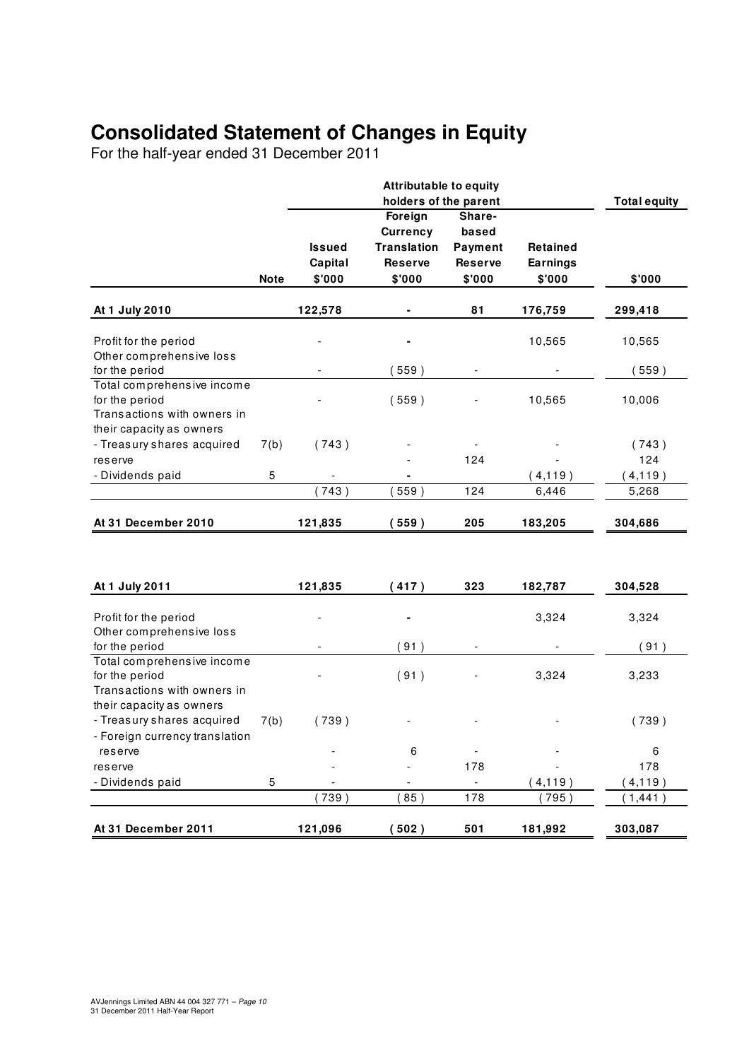# Consolidated Statement of Changes in Equity

For the half-year ended 31 December 2011

| | Note | Attributable to equity holders of the parent | | | | Total equity |
|---|---|---|---|---|---|---|
| | | Issued Capital | Foreign Currency Translation Reserve | Share-based Payment Reserve | Retained Earnings | |
| | | $'000 | $'000 | $'000 | $'000 | $'000 |
| **At 1 July 2010** | | **122,578** | **-** | **81** | **176,759** | **299,418** |
| Profit for the period | | - | - | | 10,565 | 10,565 |
| Other comprehensive loss for the period | | - | ( 559 ) | - | - | ( 559 ) |
| Total comprehensive income for the period | | - | ( 559 ) | - | 10,565 | 10,006 |
| Transactions with owners in their capacity as owners | | | | | | |
| - Treasury shares acquired | 7(b) | ( 743 ) | - | - | - | ( 743 ) |
| reserve | | | - | 124 | - | 124 |
| - Dividends paid | 5 | - | - | | ( 4,119 ) | ( 4,119 ) |
| | | ( 743 ) | ( 559 ) | 124 | 6,446 | 5,268 |
| **At 31 December 2010** | | **121,835** | **( 559 )** | **205** | **183,205** | **304,686** |
| | | | | | | |
| **At 1 July 2011** | | **121,835** | **( 417 )** | **323** | **182,787** | **304,528** |
| Profit for the period | | - | - | | 3,324 | 3,324 |
| Other comprehensive loss for the period | | - | ( 91 ) | - | - | ( 91 ) |
| Total comprehensive income for the period | | - | ( 91 ) | - | 3,324 | 3,233 |
| Transactions with owners in their capacity as owners | | | | | | |
| - Treasury shares acquired | 7(b) | ( 739 ) | - | - | - | ( 739 ) |
| - Foreign currency translation reserve | | - | 6 | - | - | 6 |
| reserve | | - | - | 178 | - | 178 |
| - Dividends paid | 5 | - | - | - | ( 4,119 ) | ( 4,119 ) |
| | | ( 739 ) | ( 85 ) | 178 | ( 795 ) | ( 1,441 ) |
| **At 31 December 2011** | | **121,096** | **( 502 )** | **501** | **181,992** | **303,087** |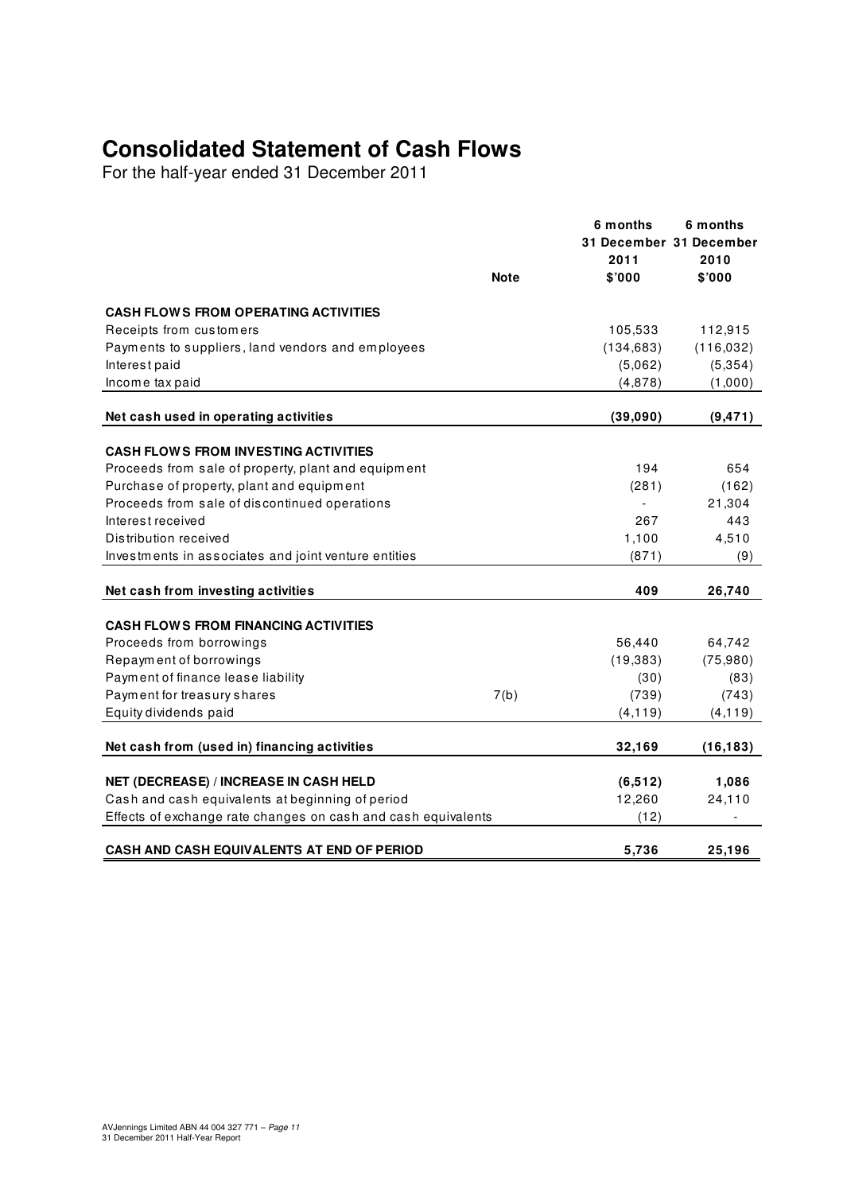# Consolidated Statement of Cash Flows

For the half-year ended 31 December 2011

| | Note | 6 months 31 December 2011 $'000 | 6 months 31 December 2010 $'000 |
|---|---|---|---|
| **CASH FLOWS FROM OPERATING ACTIVITIES** | | | |
| Receipts from customers | | 105,533 | 112,915 |
| Payments to suppliers, land vendors and employees | | (134,683) | (116,032) |
| Interest paid | | (5,062) | (5,354) |
| Income tax paid | | (4,878) | (1,000) |
| **Net cash used in operating activities** | | **(39,090)** | **(9,471)** |
| **CASH FLOWS FROM INVESTING ACTIVITIES** | | | |
| Proceeds from sale of property, plant and equipment | | 194 | 654 |
| Purchase of property, plant and equipment | | (281) | (162) |
| Proceeds from sale of discontinued operations | | - | 21,304 |
| Interest received | | 267 | 443 |
| Distribution received | | 1,100 | 4,510 |
| Investments in associates and joint venture entities | | (871) | (9) |
| **Net cash from investing activities** | | **409** | **26,740** |
| **CASH FLOWS FROM FINANCING ACTIVITIES** | | | |
| Proceeds from borrowings | | 56,440 | 64,742 |
| Repayment of borrowings | | (19,383) | (75,980) |
| Payment of finance lease liability | | (30) | (83) |
| Payment for treasury shares | 7(b) | (739) | (743) |
| Equity dividends paid | | (4,119) | (4,119) |
| **Net cash from (used in) financing activities** | | **32,169** | **(16,183)** |
| **NET (DECREASE) / INCREASE IN CASH HELD** | | **(6,512)** | **1,086** |
| Cash and cash equivalents at beginning of period | | 12,260 | 24,110 |
| Effects of exchange rate changes on cash and cash equivalents | | (12) | - |
| **CASH AND CASH EQUIVALENTS AT END OF PERIOD** | | **5,736** | **25,196** |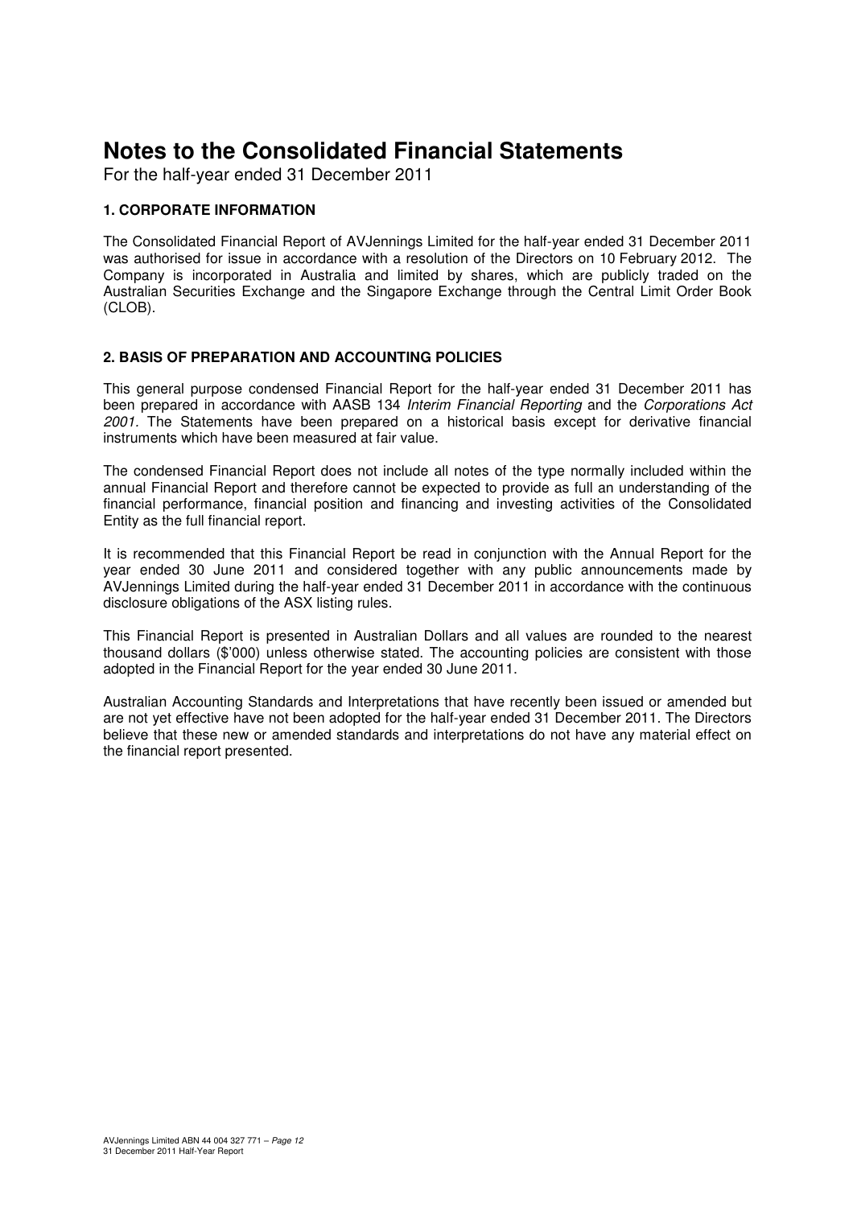# Notes to the Consolidated Financial Statements

For the half-year ended 31 December 2011

### 1. CORPORATE INFORMATION

The Consolidated Financial Report of AVJennings Limited for the half-year ended 31 December 2011 was authorised for issue in accordance with a resolution of the Directors on 10 February 2012. The Company is incorporated in Australia and limited by shares, which are publicly traded on the Australian Securities Exchange and the Singapore Exchange through the Central Limit Order Book (CLOB).

### 2. BASIS OF PREPARATION AND ACCOUNTING POLICIES

This general purpose condensed Financial Report for the half-year ended 31 December 2011 has been prepared in accordance with AASB 134 *Interim Financial Reporting* and the *Corporations Act 2001.* The Statements have been prepared on a historical basis except for derivative financial instruments which have been measured at fair value.

The condensed Financial Report does not include all notes of the type normally included within the annual Financial Report and therefore cannot be expected to provide as full an understanding of the financial performance, financial position and financing and investing activities of the Consolidated Entity as the full financial report.

It is recommended that this Financial Report be read in conjunction with the Annual Report for the year ended 30 June 2011 and considered together with any public announcements made by AVJennings Limited during the half-year ended 31 December 2011 in accordance with the continuous disclosure obligations of the ASX listing rules.

This Financial Report is presented in Australian Dollars and all values are rounded to the nearest thousand dollars ($'000) unless otherwise stated. The accounting policies are consistent with those adopted in the Financial Report for the year ended 30 June 2011.

Australian Accounting Standards and Interpretations that have recently been issued or amended but are not yet effective have not been adopted for the half-year ended 31 December 2011. The Directors believe that these new or amended standards and interpretations do not have any material effect on the financial report presented.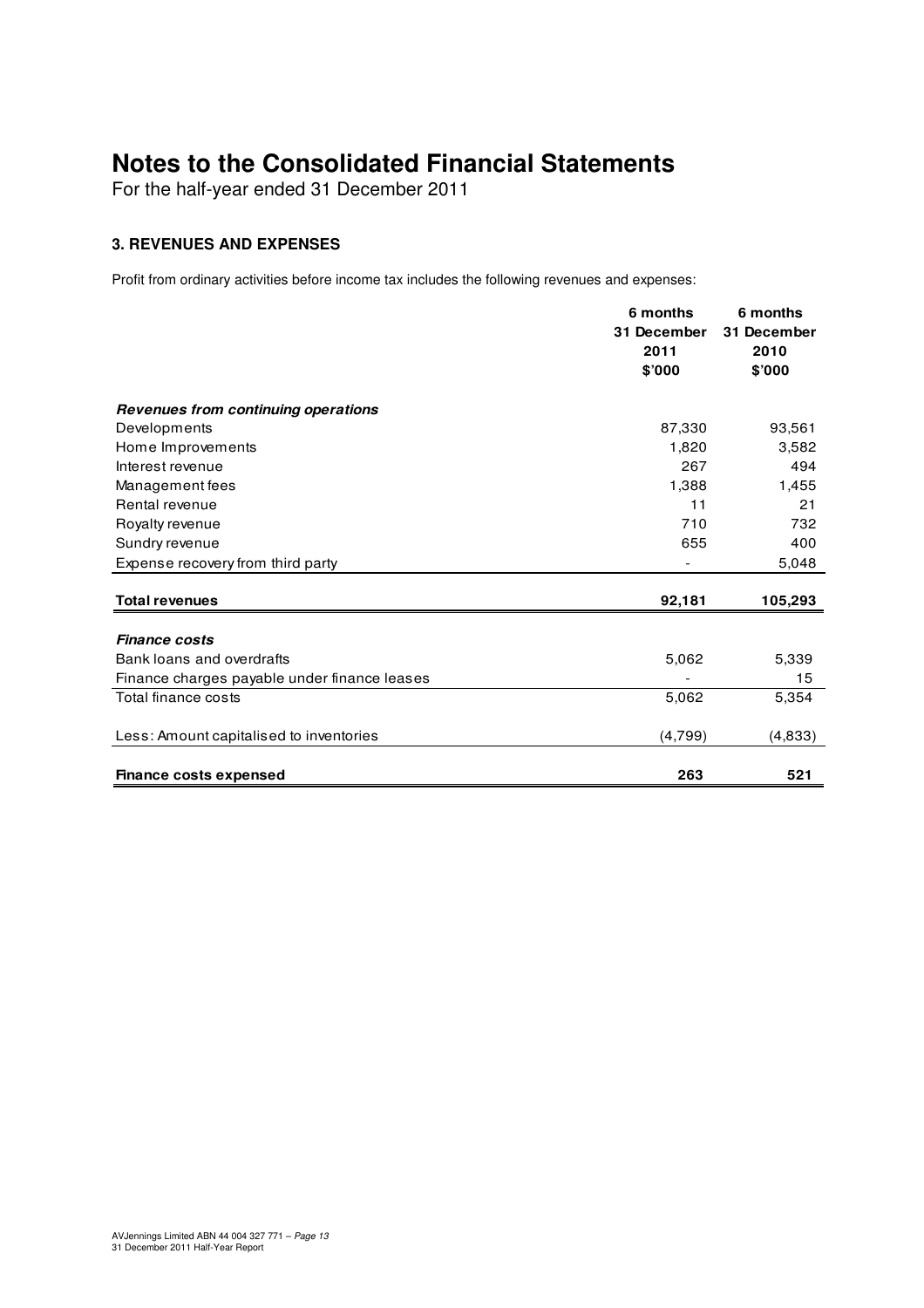# Notes to the Consolidated Financial Statements

For the half-year ended 31 December 2011

### 3. REVENUES AND EXPENSES

Profit from ordinary activities before income tax includes the following revenues and expenses:

| | 6 months 31 December 2011 $'000 | 6 months 31 December 2010 $'000 |
|---|---|---|
| ***Revenues from continuing operations*** | | |
| Developments | 87,330 | 93,561 |
| Home Improvements | 1,820 | 3,582 |
| Interest revenue | 267 | 494 |
| Management fees | 1,388 | 1,455 |
| Rental revenue | 11 | 21 |
| Royalty revenue | 710 | 732 |
| Sundry revenue | 655 | 400 |
| Expense recovery from third party | - | 5,048 |
| **Total revenues** | **92,181** | **105,293** |
| ***Finance costs*** | | |
| Bank loans and overdrafts | 5,062 | 5,339 |
| Finance charges payable under finance leases | - | 15 |
| Total finance costs | 5,062 | 5,354 |
| Less: Amount capitalised to inventories | (4,799) | (4,833) |
| **Finance costs expensed** | **263** | **521** |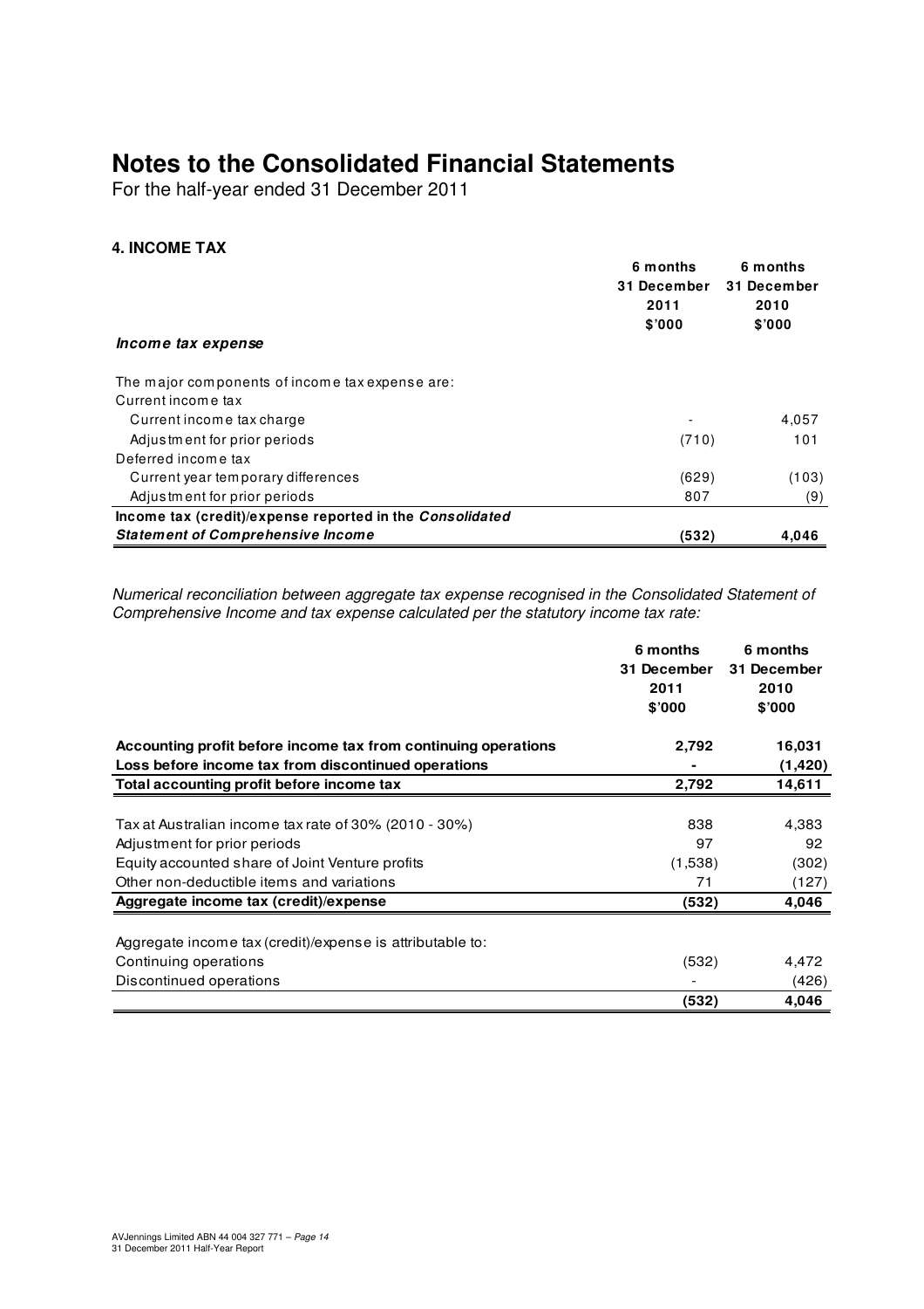# Notes to the Consolidated Financial Statements

For the half-year ended 31 December 2011

## 4. INCOME TAX

| | 6 months 31 December 2011 $'000 | 6 months 31 December 2010 $'000 |
|---|---|---|
| ***Income tax expense*** | | |
| The major components of income tax expense are: | | |
| Current income tax | | |
| Current income tax charge | - | 4,057 |
| Adjustment for prior periods | (710) | 101 |
| Deferred income tax | | |
| Current year temporary differences | (629) | (103) |
| Adjustment for prior periods | 807 | (9) |
| **Income tax (credit)/expense reported in the *Consolidated Statement of Comprehensive Income*** | **(532)** | **4,046** |

*Numerical reconciliation between aggregate tax expense recognised in the Consolidated Statement of Comprehensive Income and tax expense calculated per the statutory income tax rate:*

| | 6 months 31 December 2011 $'000 | 6 months 31 December 2010 $'000 |
|---|---|---|
| **Accounting profit before income tax from continuing operations** | **2,792** | **16,031** |
| **Loss before income tax from discontinued operations** | **-** | **(1,420)** |
| **Total accounting profit before income tax** | **2,792** | **14,611** |
| Tax at Australian income tax rate of 30% (2010 - 30%) | 838 | 4,383 |
| Adjustment for prior periods | 97 | 92 |
| Equity accounted share of Joint Venture profits | (1,538) | (302) |
| Other non-deductible items and variations | 71 | (127) |
| **Aggregate income tax (credit)/expense** | **(532)** | **4,046** |
| Aggregate income tax (credit)/expense is attributable to: | | |
| Continuing operations | (532) | 4,472 |
| Discontinued operations | - | (426) |
| | **(532)** | **4,046** |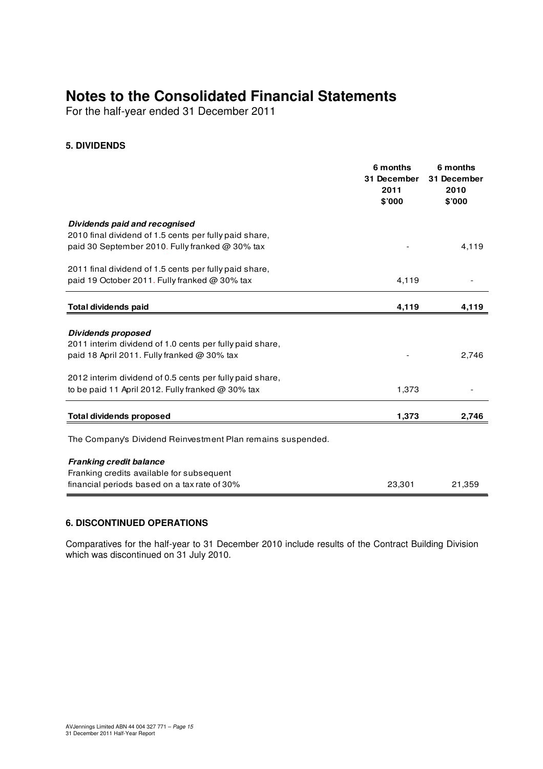# Notes to the Consolidated Financial Statements

For the half-year ended 31 December 2011

### 5. DIVIDENDS

| | 6 months 31 December 2011 $'000 | 6 months 31 December 2010 $'000 |
|---|---|---|
| ***Dividends paid and recognised*** | | |
| 2010 final dividend of 1.5 cents per fully paid share, paid 30 September 2010. Fully franked @ 30% tax | - | 4,119 |
| 2011 final dividend of 1.5 cents per fully paid share, paid 19 October 2011. Fully franked @ 30% tax | 4,119 | - |
| **Total dividends paid** | **4,119** | **4,119** |
| ***Dividends proposed*** | | |
| 2011 interim dividend of 1.0 cents per fully paid share, paid 18 April 2011. Fully franked @ 30% tax | - | 2,746 |
| 2012 interim dividend of 0.5 cents per fully paid share, to be paid 11 April 2012. Fully franked @ 30% tax | 1,373 | - |
| **Total dividends proposed** | **1,373** | **2,746** |

The Company's Dividend Reinvestment Plan remains suspended.

| | | |
|---|---|---|
| ***Franking credit balance*** | | |
| Franking credits available for subsequent financial periods based on a tax rate of 30% | 23,301 | 21,359 |

### 6. DISCONTINUED OPERATIONS

Comparatives for the half-year to 31 December 2010 include results of the Contract Building Division which was discontinued on 31 July 2010.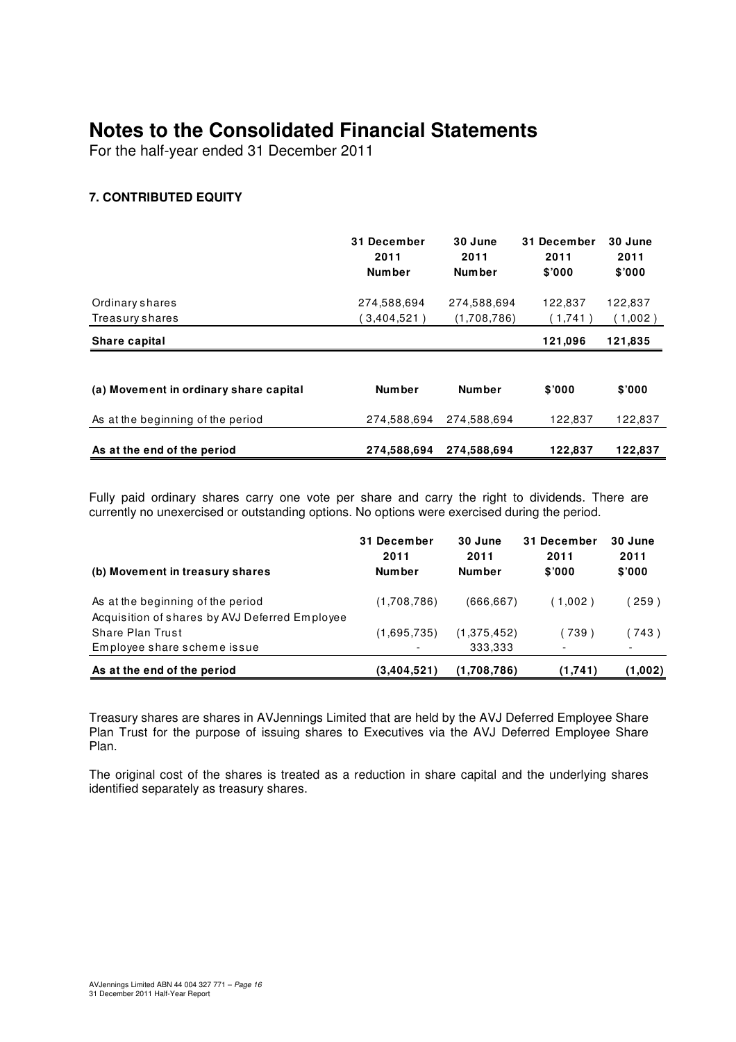# Notes to the Consolidated Financial Statements

For the half-year ended 31 December 2011

### 7. CONTRIBUTED EQUITY

| | 31 December 2011 Number | 30 June 2011 Number | 31 December 2011 \$'000 | 30 June 2011 \$'000 |
|---|---|---|---|---|
| Ordinary shares | 274,588,694 | 274,588,694 | 122,837 | 122,837 |
| Treasury shares | ( 3,404,521 ) | (1,708,786) | ( 1,741 ) | ( 1,002 ) |
| **Share capital** | | | **121,096** | **121,835** |

| (a) Movement in ordinary share capital | Number | Number | \$'000 | \$'000 |
|---|---|---|---|---|
| As at the beginning of the period | 274,588,694 | 274,588,694 | 122,837 | 122,837 |
| **As at the end of the period** | **274,588,694** | **274,588,694** | **122,837** | **122,837** |

Fully paid ordinary shares carry one vote per share and carry the right to dividends. There are currently no unexercised or outstanding options. No options were exercised during the period.

| (b) Movement in treasury shares | 31 December 2011 Number | 30 June 2011 Number | 31 December 2011 \$'000 | 30 June 2011 \$'000 |
|---|---|---|---|---|
| As at the beginning of the period | (1,708,786) | (666,667) | ( 1,002 ) | ( 259 ) |
| Acquisition of shares by AVJ Deferred Employee Share Plan Trust | (1,695,735) | (1,375,452) | ( 739 ) | ( 743 ) |
| Employee share scheme issue | - | 333,333 | - | - |
| **As at the end of the period** | **(3,404,521)** | **(1,708,786)** | **(1,741)** | **(1,002)** |

Treasury shares are shares in AVJennings Limited that are held by the AVJ Deferred Employee Share Plan Trust for the purpose of issuing shares to Executives via the AVJ Deferred Employee Share Plan.

The original cost of the shares is treated as a reduction in share capital and the underlying shares identified separately as treasury shares.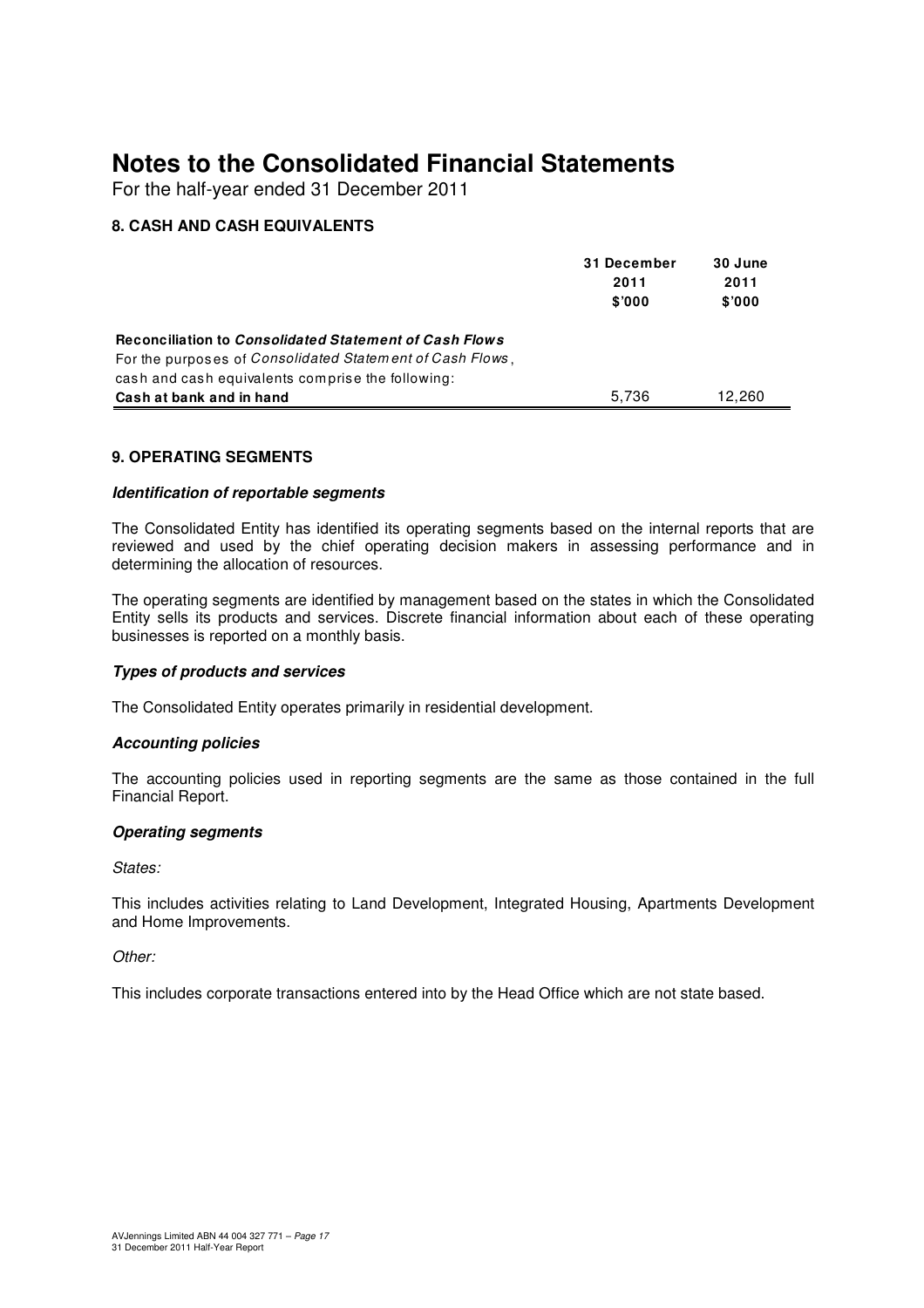# Notes to the Consolidated Financial Statements

For the half-year ended 31 December 2011

### 8. CASH AND CASH EQUIVALENTS

| | 31 December 2011 $'000 | 30 June 2011 $'000 |
|---|---|---|
| **Reconciliation to *Consolidated Statement of Cash Flows*** | | |
| For the purposes of *Consolidated Statement of Cash Flows*, cash and cash equivalents comprise the following: | | |
| **Cash at bank and in hand** | 5,736 | 12,260 |

### 9. OPERATING SEGMENTS

***Identification of reportable segments***

The Consolidated Entity has identified its operating segments based on the internal reports that are reviewed and used by the chief operating decision makers in assessing performance and in determining the allocation of resources.

The operating segments are identified by management based on the states in which the Consolidated Entity sells its products and services. Discrete financial information about each of these operating businesses is reported on a monthly basis.

***Types of products and services***

The Consolidated Entity operates primarily in residential development.

***Accounting policies***

The accounting policies used in reporting segments are the same as those contained in the full Financial Report.

***Operating segments***

*States:*

This includes activities relating to Land Development, Integrated Housing, Apartments Development and Home Improvements.

*Other:*

This includes corporate transactions entered into by the Head Office which are not state based.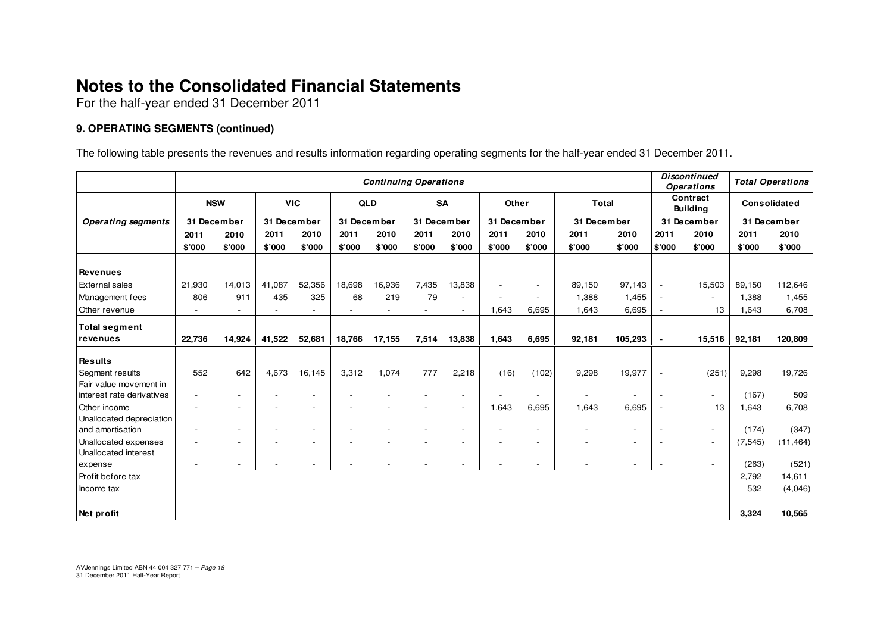# Notes to the Consolidated Financial Statements

For the half-year ended 31 December 2011

### 9. OPERATING SEGMENTS (continued)

The following table presents the revenues and results information regarding operating segments for the half-year ended 31 December 2011.

| | *Continuing Operations* | | | | | | | | | | | | *Discontinued Operations* | | *Total Operations* | |
|---|---|---|---|---|---|---|---|---|---|---|---|---|---|---|---|---|
| | **NSW** | | **VIC** | | **QLD** | | **SA** | | **Other** | | **Total** | | **Contract Building** | | **Consolidated** | |
| ***Operating segments*** | **31 December** | | **31 December** | | **31 December** | | **31 December** | | **31 December** | | **31 December** | | **31 December** | | **31 December** | |
| | **2011** | **2010** | **2011** | **2010** | **2011** | **2010** | **2011** | **2010** | **2011** | **2010** | **2011** | **2010** | **2011** | **2010** | **2011** | **2010** |
| | **\$'000** | **\$'000** | **\$'000** | **\$'000** | **\$'000** | **\$'000** | **\$'000** | **\$'000** | **\$'000** | **\$'000** | **\$'000** | **\$'000** | **\$'000** | **\$'000** | **\$'000** | **\$'000** |
| **Revenues** | | | | | | | | | | | | | | | | |
| External sales | 21,930 | 14,013 | 41,087 | 52,356 | 18,698 | 16,936 | 7,435 | 13,838 | - | - | 89,150 | 97,143 | - | 15,503 | 89,150 | 112,646 |
| Management fees | 806 | 911 | 435 | 325 | 68 | 219 | 79 | - | - | - | 1,388 | 1,455 | - | - | 1,388 | 1,455 |
| Other revenue | - | - | - | - | - | - | - | - | 1,643 | 6,695 | 1,643 | 6,695 | - | 13 | 1,643 | 6,708 |
| **Total segment revenues** | **22,736** | **14,924** | **41,522** | **52,681** | **18,766** | **17,155** | **7,514** | **13,838** | **1,643** | **6,695** | **92,181** | **105,293** | **-** | **15,516** | **92,181** | **120,809** |
| **Results** | | | | | | | | | | | | | | | | |
| Segment results | 552 | 642 | 4,673 | 16,145 | 3,312 | 1,074 | 777 | 2,218 | (16) | (102) | 9,298 | 19,977 | - | (251) | 9,298 | 19,726 |
| Fair value movement in interest rate derivatives | - | - | - | - | - | - | - | - | - | - | - | - | - | - | (167) | 509 |
| Other income | - | - | - | - | - | - | - | - | 1,643 | 6,695 | 1,643 | 6,695 | - | 13 | 1,643 | 6,708 |
| Unallocated depreciation and amortisation | - | - | - | - | - | - | - | - | - | - | - | - | - | - | (174) | (347) |
| Unallocated expenses | - | - | - | - | - | - | - | - | - | - | - | - | - | - | (7,545) | (11,464) |
| Unallocated interest expense | - | - | - | - | - | - | - | - | - | - | - | - | - | - | (263) | (521) |
| Profit before tax | | | | | | | | | | | | | | | 2,792 | 14,611 |
| Income tax | | | | | | | | | | | | | | | 532 | (4,046) |
| **Net profit** | | | | | | | | | | | | | | | **3,324** | **10,565** |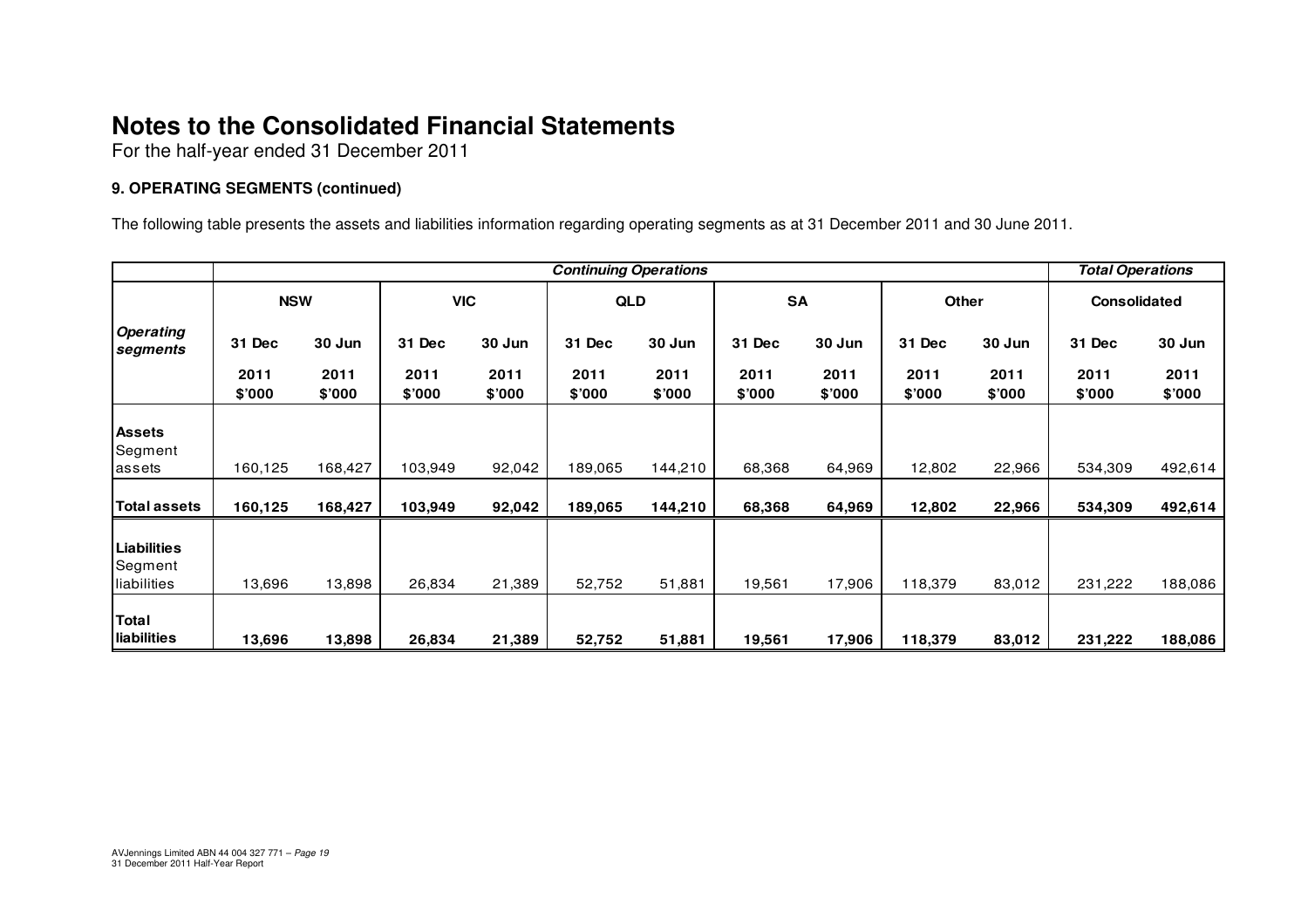# Notes to the Consolidated Financial Statements

For the half-year ended 31 December 2011

### 9. OPERATING SEGMENTS (continued)

The following table presents the assets and liabilities information regarding operating segments as at 31 December 2011 and 30 June 2011.

| | *Continuing Operations* | | | | | | | | | | *Total Operations* | |
|---|---|---|---|---|---|---|---|---|---|---|---|---|
| | **NSW** | | **VIC** | | **QLD** | | **SA** | | **Other** | | **Consolidated** | |
| ***Operating segments*** | **31 Dec 2011 $'000** | **30 Jun 2011 $'000** | **31 Dec 2011 $'000** | **30 Jun 2011 $'000** | **31 Dec 2011 $'000** | **30 Jun 2011 $'000** | **31 Dec 2011 $'000** | **30 Jun 2011 $'000** | **31 Dec 2011 $'000** | **30 Jun 2011 $'000** | **31 Dec 2011 $'000** | **30 Jun 2011 $'000** |
| **Assets** | | | | | | | | | | | | |
| Segment assets | 160,125 | 168,427 | 103,949 | 92,042 | 189,065 | 144,210 | 68,368 | 64,969 | 12,802 | 22,966 | 534,309 | 492,614 |
| **Total assets** | **160,125** | **168,427** | **103,949** | **92,042** | **189,065** | **144,210** | **68,368** | **64,969** | **12,802** | **22,966** | **534,309** | **492,614** |
| **Liabilities** | | | | | | | | | | | | |
| Segment liabilities | 13,696 | 13,898 | 26,834 | 21,389 | 52,752 | 51,881 | 19,561 | 17,906 | 118,379 | 83,012 | 231,222 | 188,086 |
| **Total liabilities** | **13,696** | **13,898** | **26,834** | **21,389** | **52,752** | **51,881** | **19,561** | **17,906** | **118,379** | **83,012** | **231,222** | **188,086** |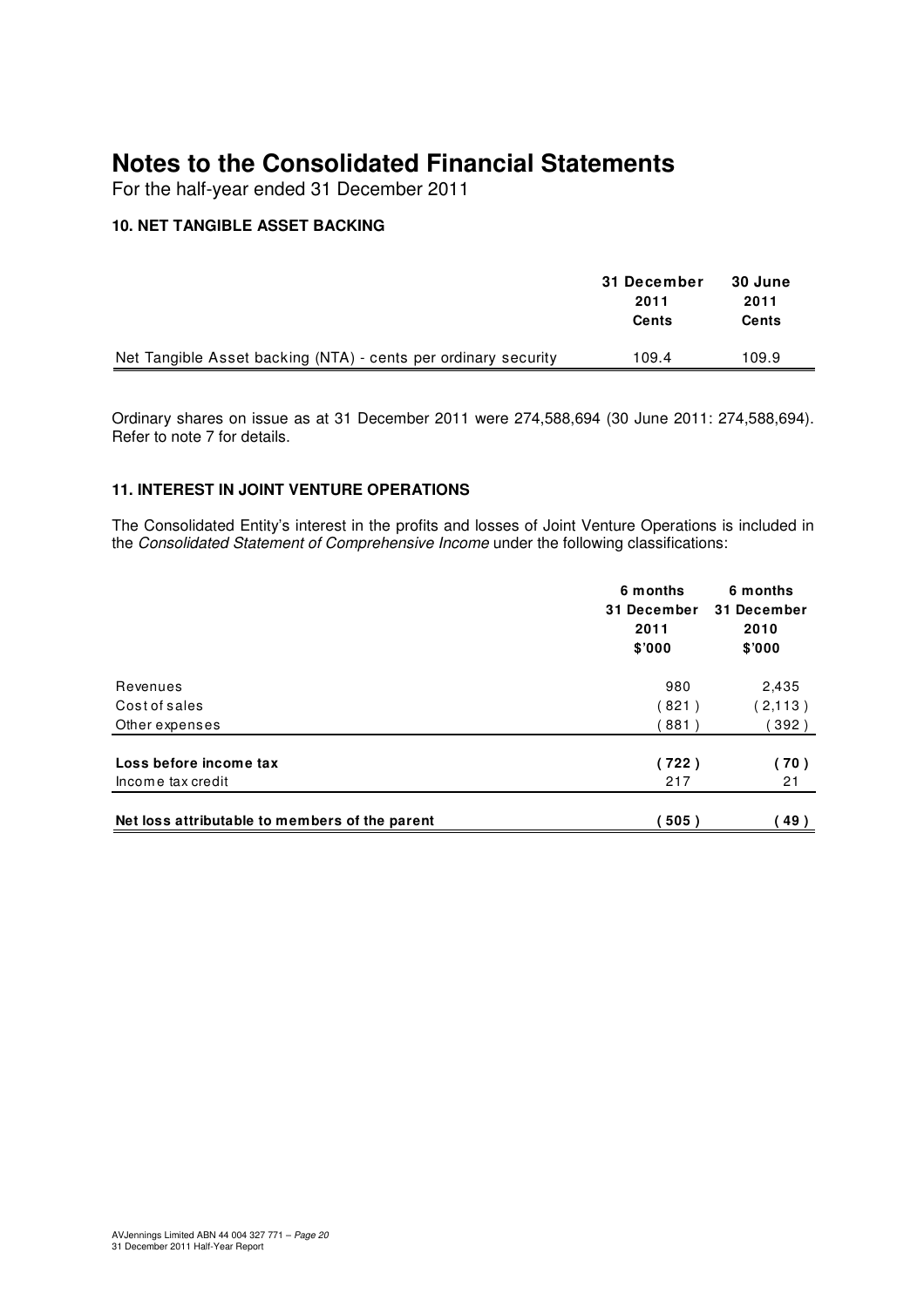# Notes to the Consolidated Financial Statements

For the half-year ended 31 December 2011

### 10. NET TANGIBLE ASSET BACKING

| | 31 December 2011 Cents | 30 June 2011 Cents |
|---|---|---|
| Net Tangible Asset backing (NTA) - cents per ordinary security | 109.4 | 109.9 |

Ordinary shares on issue as at 31 December 2011 were 274,588,694 (30 June 2011: 274,588,694). Refer to note 7 for details.

### 11. INTEREST IN JOINT VENTURE OPERATIONS

The Consolidated Entity's interest in the profits and losses of Joint Venture Operations is included in the *Consolidated Statement of Comprehensive Income* under the following classifications:

| | 6 months 31 December 2011 $'000 | 6 months 31 December 2010 $'000 |
|---|---|---|
| Revenues | 980 | 2,435 |
| Cost of sales | ( 821 ) | ( 2,113 ) |
| Other expenses | ( 881 ) | ( 392 ) |
| **Loss before income tax** | **( 722 )** | **( 70 )** |
| Income tax credit | 217 | 21 |
| **Net loss attributable to members of the parent** | **( 505 )** | **( 49 )** |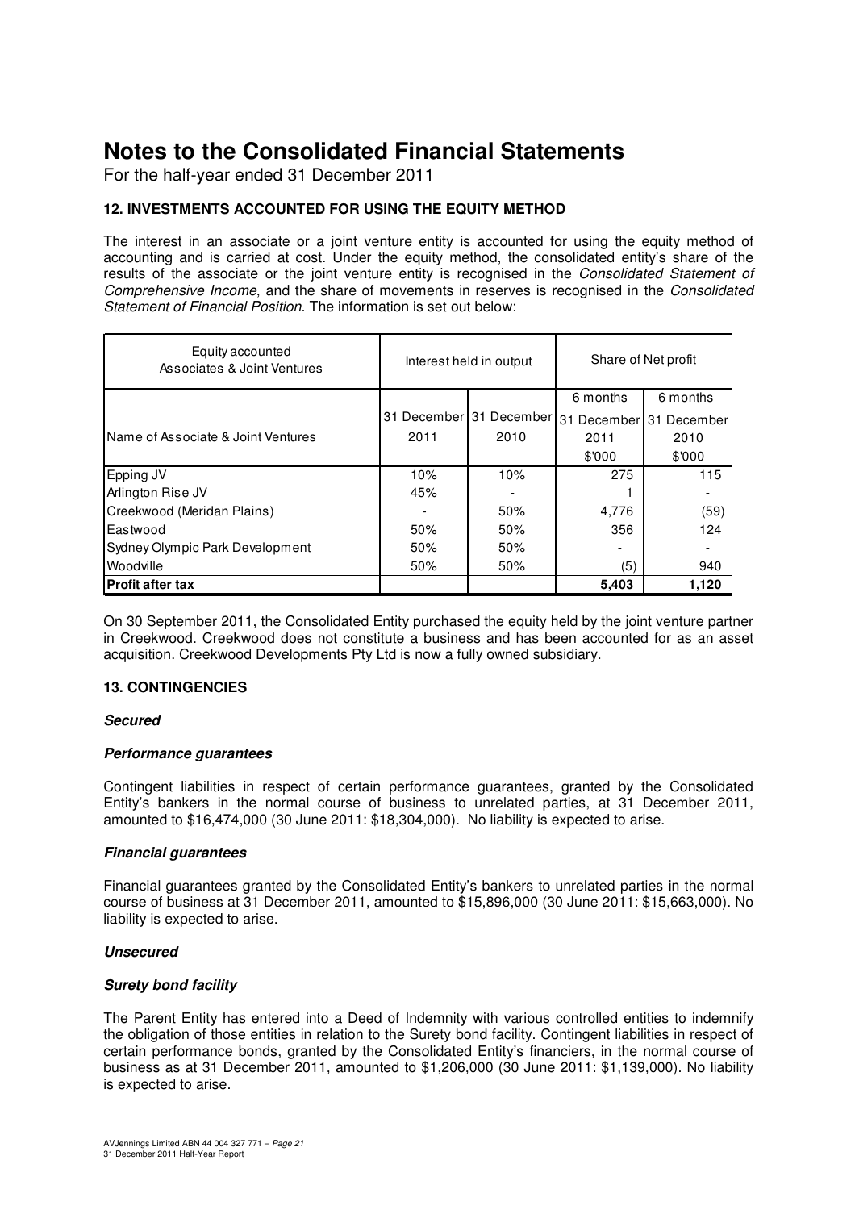# Notes to the Consolidated Financial Statements

For the half-year ended 31 December 2011

### 12. INVESTMENTS ACCOUNTED FOR USING THE EQUITY METHOD

The interest in an associate or a joint venture entity is accounted for using the equity method of accounting and is carried at cost. Under the equity method, the consolidated entity's share of the results of the associate or the joint venture entity is recognised in the *Consolidated Statement of Comprehensive Income*, and the share of movements in reserves is recognised in the *Consolidated Statement of Financial Position*. The information is set out below:

| Equity accounted Associates & Joint Ventures | Interest held in output | | Share of Net profit | |
|---|---|---|---|---|
| | | | 6 months | 6 months |
| Name of Associate & Joint Ventures | 31 December 2011 | 31 December 2010 | 31 December 2011 $'000 | 31 December 2010 $'000 |
| Epping JV | 10% | 10% | 275 | 115 |
| Arlington Rise JV | 45% | - | 1 | - |
| Creekwood (Meridan Plains) | - | 50% | 4,776 | (59) |
| Eastwood | 50% | 50% | 356 | 124 |
| Sydney Olympic Park Development | 50% | 50% | - | - |
| Woodville | 50% | 50% | (5) | 940 |
| **Profit after tax** | | | **5,403** | **1,120** |

On 30 September 2011, the Consolidated Entity purchased the equity held by the joint venture partner in Creekwood. Creekwood does not constitute a business and has been accounted for as an asset acquisition. Creekwood Developments Pty Ltd is now a fully owned subsidiary.

### 13. CONTINGENCIES

***Secured***

***Performance guarantees***

Contingent liabilities in respect of certain performance guarantees, granted by the Consolidated Entity's bankers in the normal course of business to unrelated parties, at 31 December 2011, amounted to $16,474,000 (30 June 2011: $18,304,000). No liability is expected to arise.

***Financial guarantees***

Financial guarantees granted by the Consolidated Entity's bankers to unrelated parties in the normal course of business at 31 December 2011, amounted to $15,896,000 (30 June 2011: $15,663,000). No liability is expected to arise.

***Unsecured***

***Surety bond facility***

The Parent Entity has entered into a Deed of Indemnity with various controlled entities to indemnify the obligation of those entities in relation to the Surety bond facility. Contingent liabilities in respect of certain performance bonds, granted by the Consolidated Entity's financiers, in the normal course of business as at 31 December 2011, amounted to $1,206,000 (30 June 2011: $1,139,000). No liability is expected to arise.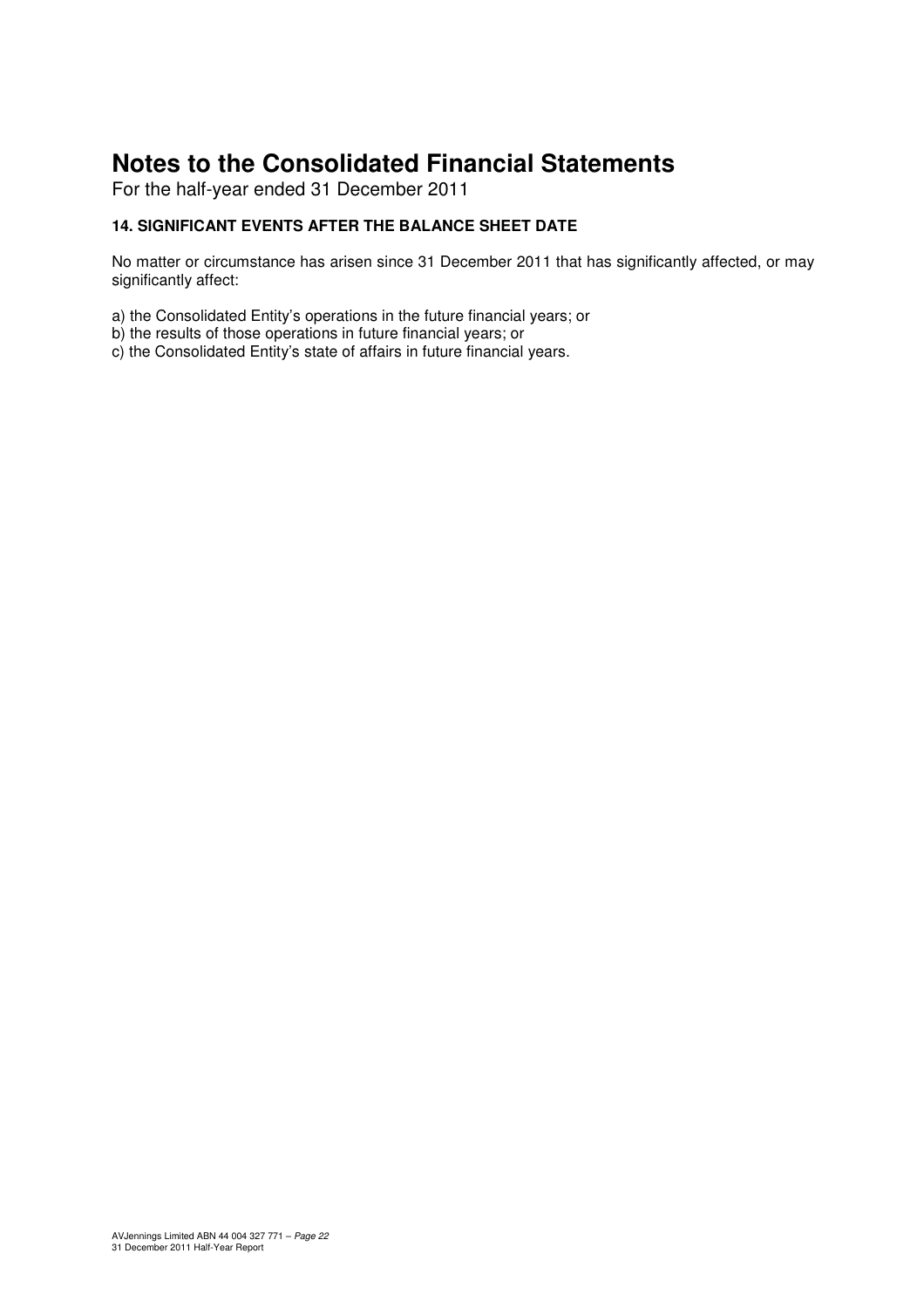# Notes to the Consolidated Financial Statements

For the half-year ended 31 December 2011

### 14. SIGNIFICANT EVENTS AFTER THE BALANCE SHEET DATE

No matter or circumstance has arisen since 31 December 2011 that has significantly affected, or may significantly affect:

a) the Consolidated Entity's operations in the future financial years; or
b) the results of those operations in future financial years; or
c) the Consolidated Entity's state of affairs in future financial years.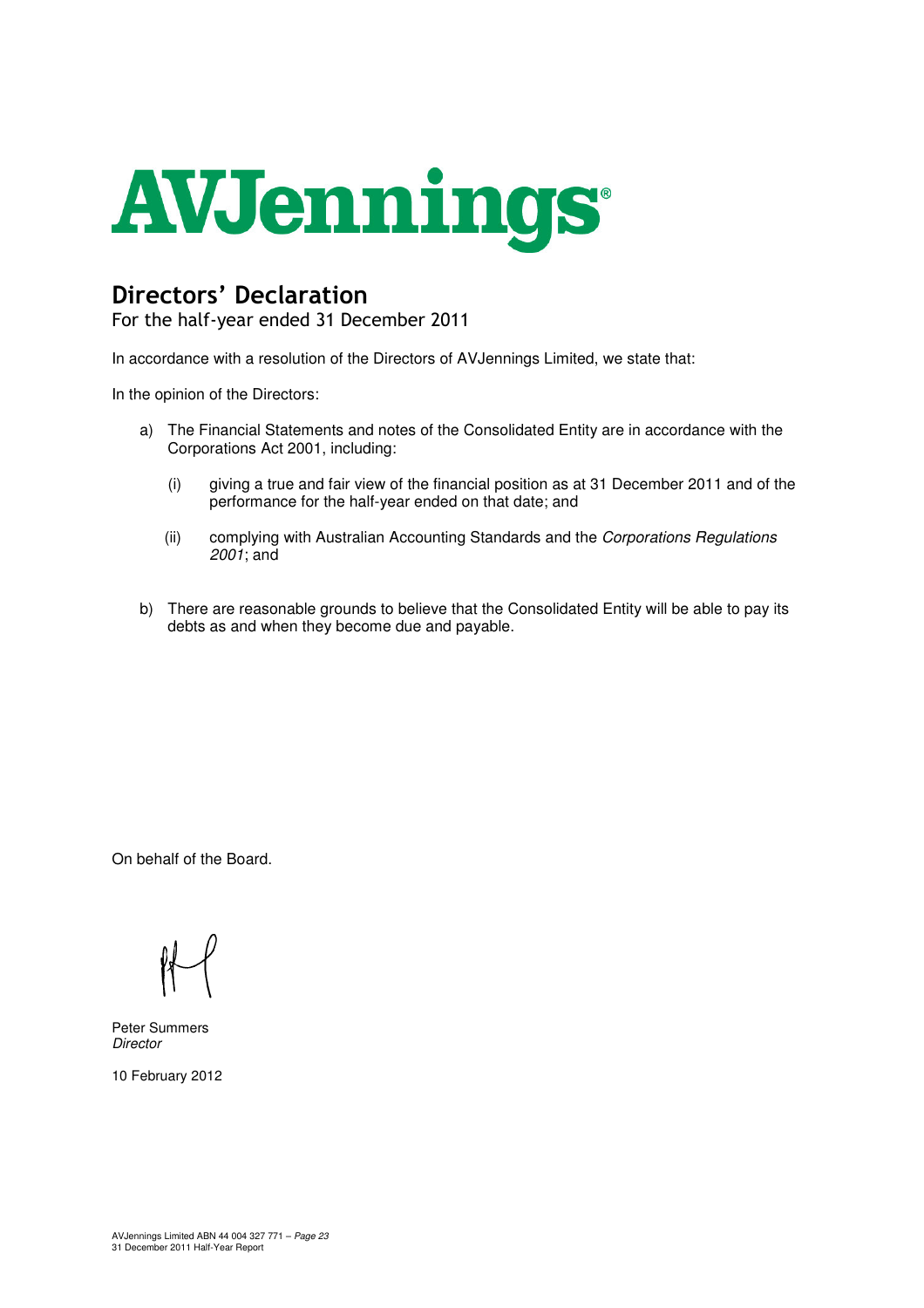AVJennings®

# Directors' Declaration

For the half-year ended 31 December 2011

In accordance with a resolution of the Directors of AVJennings Limited, we state that:

In the opinion of the Directors:

a) The Financial Statements and notes of the Consolidated Entity are in accordance with the Corporations Act 2001, including:

   (i) giving a true and fair view of the financial position as at 31 December 2011 and of the performance for the half-year ended on that date; and

   (ii) complying with Australian Accounting Standards and the *Corporations Regulations 2001*; and

b) There are reasonable grounds to believe that the Consolidated Entity will be able to pay its debts as and when they become due and payable.

On behalf of the Board.

Peter Summers
*Director*

10 February 2012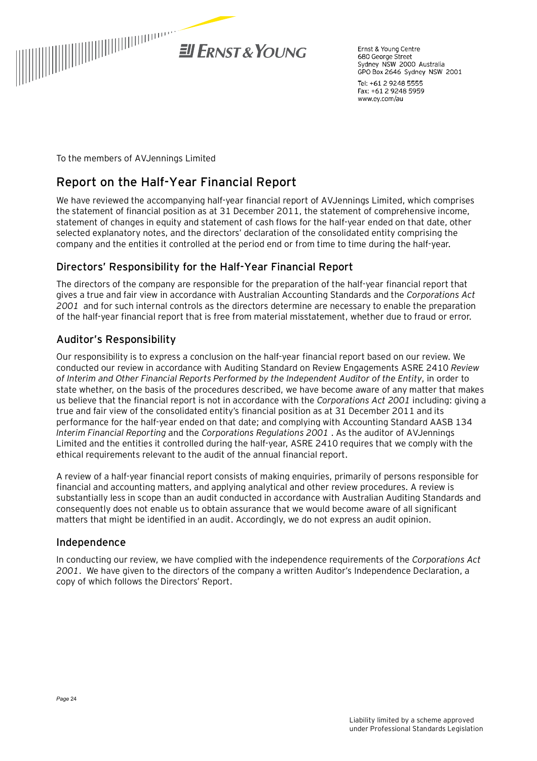Ernst & Young Centre
680 George Street
Sydney NSW 2000 Australia
GPO Box 2646 Sydney NSW 2001

Tel: +61 2 9248 5555
Fax: +61 2 9248 5959
www.ey.com/au

To the members of AVJennings Limited

## Report on the Half-Year Financial Report

We have reviewed the accompanying half-year financial report of AVJennings Limited, which comprises the statement of financial position as at 31 December 2011, the statement of comprehensive income, statement of changes in equity and statement of cash flows for the half-year ended on that date, other selected explanatory notes, and the directors' declaration of the consolidated entity comprising the company and the entities it controlled at the period end or from time to time during the half-year.

### Directors' Responsibility for the Half-Year Financial Report

The directors of the company are responsible for the preparation of the half-year financial report that gives a true and fair view in accordance with Australian Accounting Standards and the *Corporations Act 2001* and for such internal controls as the directors determine are necessary to enable the preparation of the half-year financial report that is free from material misstatement, whether due to fraud or error.

### Auditor's Responsibility

Our responsibility is to express a conclusion on the half-year financial report based on our review. We conducted our review in accordance with Auditing Standard on Review Engagements ASRE 2410 *Review of Interim and Other Financial Reports Performed by the Independent Auditor of the Entity*, in order to state whether, on the basis of the procedures described, we have become aware of any matter that makes us believe that the financial report is not in accordance with the *Corporations Act 2001* including: giving a true and fair view of the consolidated entity's financial position as at 31 December 2011 and its performance for the half-year ended on that date; and complying with Accounting Standard AASB 134 *Interim Financial Reporting* and the *Corporations Regulations 2001* . As the auditor of AVJennings Limited and the entities it controlled during the half-year, ASRE 2410 requires that we comply with the ethical requirements relevant to the audit of the annual financial report.

A review of a half-year financial report consists of making enquiries, primarily of persons responsible for financial and accounting matters, and applying analytical and other review procedures. A review is substantially less in scope than an audit conducted in accordance with Australian Auditing Standards and consequently does not enable us to obtain assurance that we would become aware of all significant matters that might be identified in an audit. Accordingly, we do not express an audit opinion.

### Independence

In conducting our review, we have complied with the independence requirements of the *Corporations Act 2001*. We have given to the directors of the company a written Auditor's Independence Declaration, a copy of which follows the Directors' Report.

Liability limited by a scheme approved under Professional Standards Legislation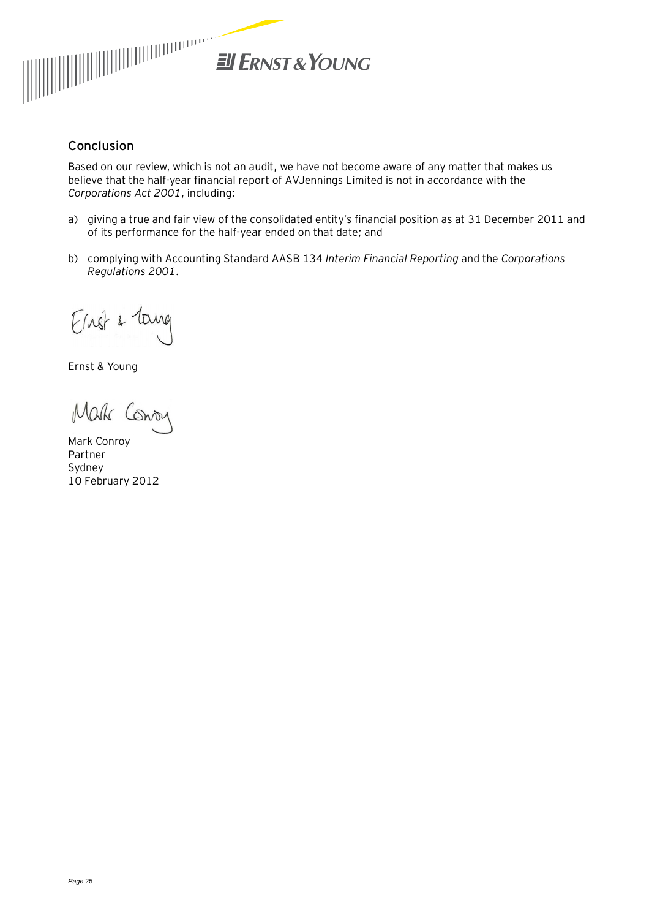## Conclusion

Based on our review, which is not an audit, we have not become aware of any matter that makes us believe that the half-year financial report of AVJennings Limited is not in accordance with the *Corporations Act 2001*, including:

a) giving a true and fair view of the consolidated entity's financial position as at 31 December 2011 and of its performance for the half-year ended on that date; and

b) complying with Accounting Standard AASB 134 *Interim Financial Reporting* and the *Corporations Regulations 2001*.

Ernst & Young

Mark Conroy
Partner
Sydney
10 February 2012